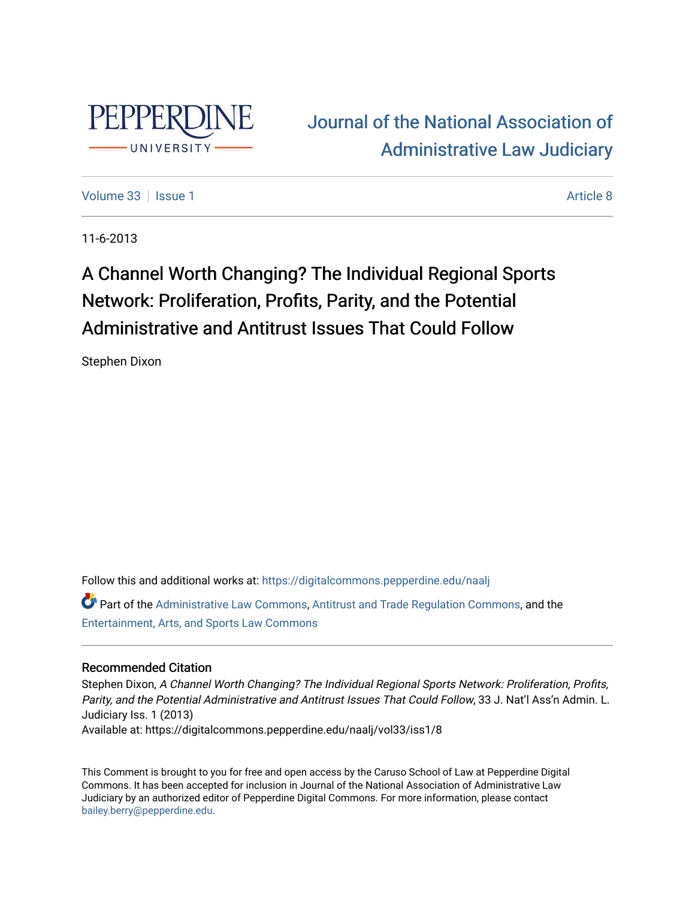Pepperdine University

# Journal of the National Association of Administrative Law Judiciary

Volume 33 | Issue 1 | Article 8

11-6-2013

## A Channel Worth Changing? The Individual Regional Sports Network: Proliferation, Profits, Parity, and the Potential Administrative and Antitrust Issues That Could Follow

Stephen Dixon

Follow this and additional works at: https://digitalcommons.pepperdine.edu/naalj

Part of the Administrative Law Commons, Antitrust and Trade Regulation Commons, and the Entertainment, Arts, and Sports Law Commons

### Recommended Citation

Stephen Dixon, *A Channel Worth Changing? The Individual Regional Sports Network: Proliferation, Profits, Parity, and the Potential Administrative and Antitrust Issues That Could Follow*, 33 J. Nat'l Ass'n Admin. L. Judiciary Iss. 1 (2013)
Available at: https://digitalcommons.pepperdine.edu/naalj/vol33/iss1/8

This Comment is brought to you for free and open access by the Caruso School of Law at Pepperdine Digital Commons. It has been accepted for inclusion in Journal of the National Association of Administrative Law Judiciary by an authorized editor of Pepperdine Digital Commons. For more information, please contact bailey.berry@pepperdine.edu.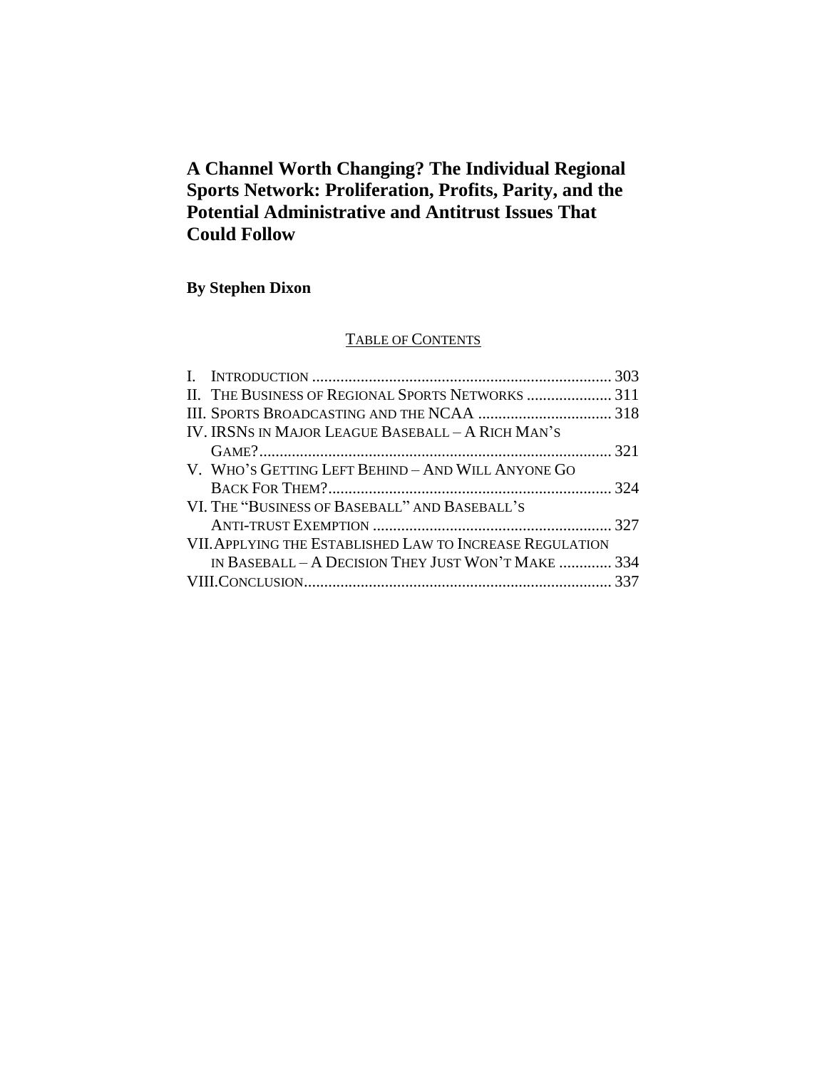# A Channel Worth Changing? The Individual Regional Sports Network: Proliferation, Profits, Parity, and the Potential Administrative and Antitrust Issues That Could Follow

**By Stephen Dixon**

TABLE OF CONTENTS

I. INTRODUCTION .......................................................................... 303
II. THE BUSINESS OF REGIONAL SPORTS NETWORKS ..................... 311
III. SPORTS BROADCASTING AND THE NCAA ................................. 318
IV. IRSNS IN MAJOR LEAGUE BASEBALL – A RICH MAN'S GAME?....................................................................................... 321
V. WHO'S GETTING LEFT BEHIND – AND WILL ANYONE GO BACK FOR THEM?...................................................................... 324
VI. THE "BUSINESS OF BASEBALL" AND BASEBALL'S ANTI-TRUST EXEMPTION ........................................................... 327
VII. APPLYING THE ESTABLISHED LAW TO INCREASE REGULATION IN BASEBALL – A DECISION THEY JUST WON'T MAKE ............. 334
VIII. CONCLUSION............................................................................ 337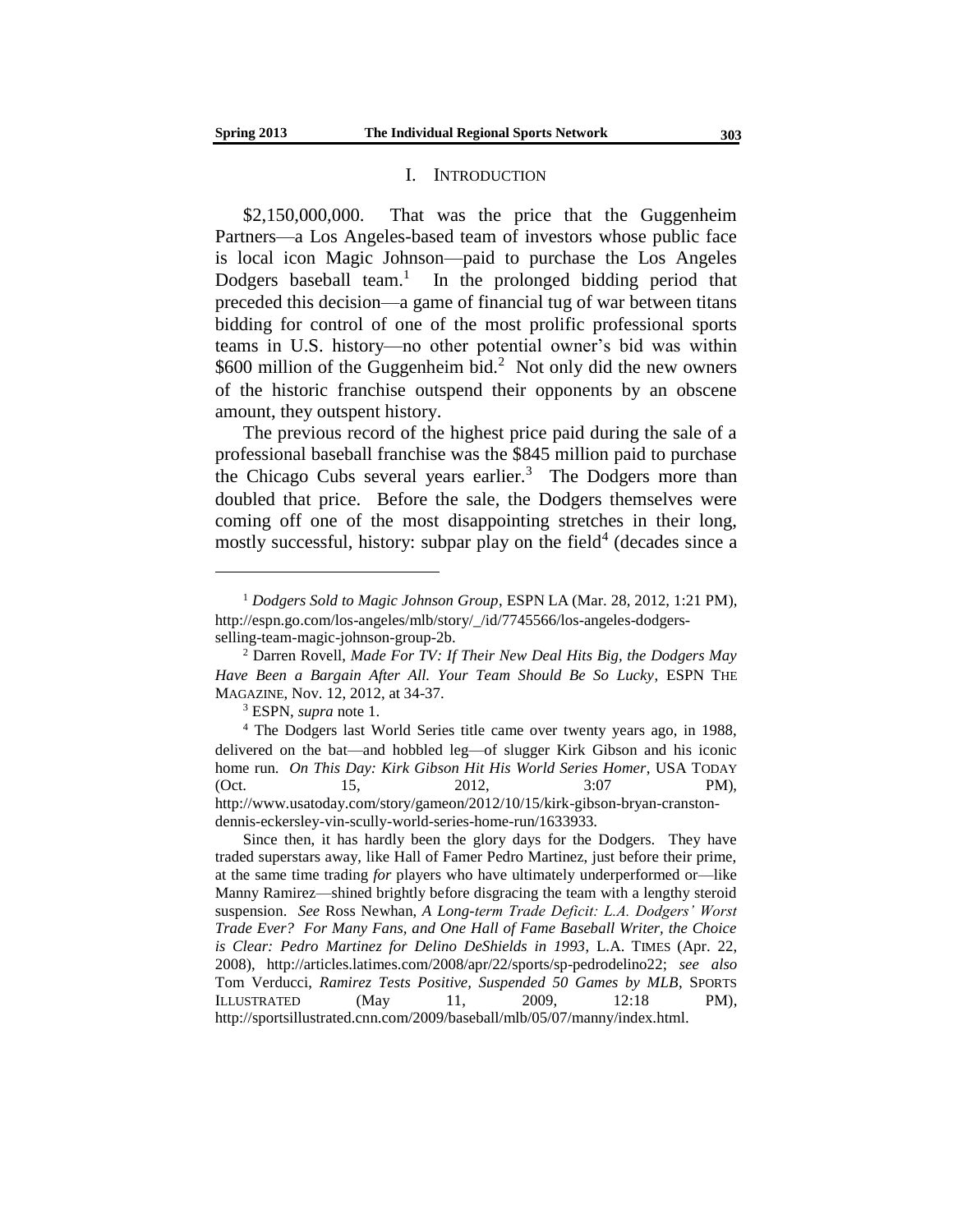## I. INTRODUCTION

$2,150,000,000. That was the price that the Guggenheim Partners—a Los Angeles-based team of investors whose public face is local icon Magic Johnson—paid to purchase the Los Angeles Dodgers baseball team.[1] In the prolonged bidding period that preceded this decision—a game of financial tug of war between titans bidding for control of one of the most prolific professional sports teams in U.S. history—no other potential owner's bid was within $600 million of the Guggenheim bid.[2] Not only did the new owners of the historic franchise outspend their opponents by an obscene amount, they outspent history.

The previous record of the highest price paid during the sale of a professional baseball franchise was the $845 million paid to purchase the Chicago Cubs several years earlier.[3] The Dodgers more than doubled that price. Before the sale, the Dodgers themselves were coming off one of the most disappointing stretches in their long, mostly successful, history: subpar play on the field[4] (decades since a

---

[1] *Dodgers Sold to Magic Johnson Group*, ESPN LA (Mar. 28, 2012, 1:21 PM), http://espn.go.com/los-angeles/mlb/story/_/id/7745566/los-angeles-dodgers-selling-team-magic-johnson-group-2b.

[2] Darren Rovell, *Made For TV: If Their New Deal Hits Big, the Dodgers May Have Been a Bargain After All. Your Team Should Be So Lucky*, ESPN THE MAGAZINE, Nov. 12, 2012, at 34-37.

[3] ESPN, *supra* note 1.

[4] The Dodgers last World Series title came over twenty years ago, in 1988, delivered on the bat—and hobbled leg—of slugger Kirk Gibson and his iconic home run. *On This Day: Kirk Gibson Hit His World Series Homer*, USA TODAY (Oct. 15, 2012, 3:07 PM), http://www.usatoday.com/story/gameon/2012/10/15/kirk-gibson-bryan-cranston-dennis-eckersley-vin-scully-world-series-home-run/1633933.

Since then, it has hardly been the glory days for the Dodgers. They have traded superstars away, like Hall of Famer Pedro Martinez, just before their prime, at the same time trading *for* players who have ultimately underperformed or—like Manny Ramirez—shined brightly before disgracing the team with a lengthy steroid suspension. *See* Ross Newhan, *A Long-term Trade Deficit: L.A. Dodgers' Worst Trade Ever? For Many Fans, and One Hall of Fame Baseball Writer, the Choice is Clear: Pedro Martinez for Delino DeShields in 1993*, L.A. TIMES (Apr. 22, 2008), http://articles.latimes.com/2008/apr/22/sports/sp-pedrodelino22; *see also* Tom Verducci, *Ramirez Tests Positive, Suspended 50 Games by MLB*, SPORTS ILLUSTRATED (May 11, 2009, 12:18 PM), http://sportsillustrated.cnn.com/2009/baseball/mlb/05/07/manny/index.html.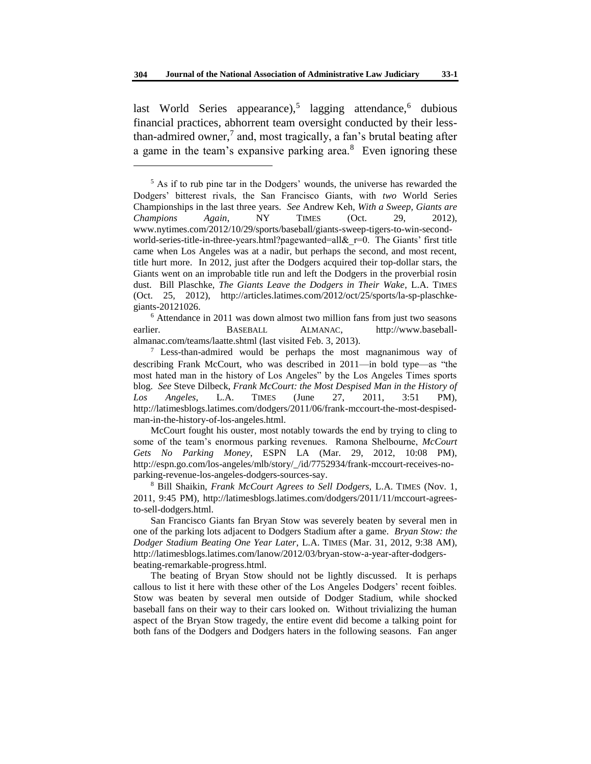last World Series appearance),[5] lagging attendance,[6] dubious financial practices, abhorrent team oversight conducted by their less-than-admired owner,[7] and, most tragically, a fan's brutal beating after a game in the team's expansive parking area.[8] Even ignoring these

---

[5] As if to rub pine tar in the Dodgers' wounds, the universe has rewarded the Dodgers' bitterest rivals, the San Francisco Giants, with *two* World Series Championships in the last three years. *See* Andrew Keh, *With a Sweep, Giants are Champions Again*, NY TIMES (Oct. 29, 2012), www.nytimes.com/2012/10/29/sports/baseball/giants-sweep-tigers-to-win-second-world-series-title-in-three-years.html?pagewanted=all&_r=0. The Giants' first title came when Los Angeles was at a nadir, but perhaps the second, and most recent, title hurt more. In 2012, just after the Dodgers acquired their top-dollar stars, the Giants went on an improbable title run and left the Dodgers in the proverbial rosin dust. Bill Plaschke, *The Giants Leave the Dodgers in Their Wake*, L.A. TIMES (Oct. 25, 2012), http://articles.latimes.com/2012/oct/25/sports/la-sp-plaschke-giants-20121026.

[6] Attendance in 2011 was down almost two million fans from just two seasons earlier. BASEBALL ALMANAC, http://www.baseball-almanac.com/teams/laatte.shtml (last visited Feb. 3, 2013).

[7] Less-than-admired would be perhaps the most magnanimous way of describing Frank McCourt, who was described in 2011—in bold type—as "the most hated man in the history of Los Angeles" by the Los Angeles Times sports blog. *See* Steve Dilbeck, *Frank McCourt: the Most Despised Man in the History of Los Angeles*, L.A. TIMES (June 27, 2011, 3:51 PM), http://latimesblogs.latimes.com/dodgers/2011/06/frank-mccourt-the-most-despised-man-in-the-history-of-los-angeles.html.

McCourt fought his ouster, most notably towards the end by trying to cling to some of the team's enormous parking revenues. Ramona Shelbourne, *McCourt Gets No Parking Money*, ESPN LA (Mar. 29, 2012, 10:08 PM), http://espn.go.com/los-angeles/mlb/story/_/id/7752934/frank-mccourt-receives-no-parking-revenue-los-angeles-dodgers-sources-say.

[8] Bill Shaikin, *Frank McCourt Agrees to Sell Dodgers*, L.A. TIMES (Nov. 1, 2011, 9:45 PM), http://latimesblogs.latimes.com/dodgers/2011/11/mccourt-agrees-to-sell-dodgers.html.

San Francisco Giants fan Bryan Stow was severely beaten by several men in one of the parking lots adjacent to Dodgers Stadium after a game. *Bryan Stow: the Dodger Stadium Beating One Year Later*, L.A. TIMES (Mar. 31, 2012, 9:38 AM), http://latimesblogs.latimes.com/lanow/2012/03/bryan-stow-a-year-after-dodgers-beating-remarkable-progress.html.

The beating of Bryan Stow should not be lightly discussed. It is perhaps callous to list it here with these other of the Los Angeles Dodgers' recent foibles. Stow was beaten by several men outside of Dodger Stadium, while shocked baseball fans on their way to their cars looked on. Without trivializing the human aspect of the Bryan Stow tragedy, the entire event did become a talking point for both fans of the Dodgers and Dodgers haters in the following seasons. Fan anger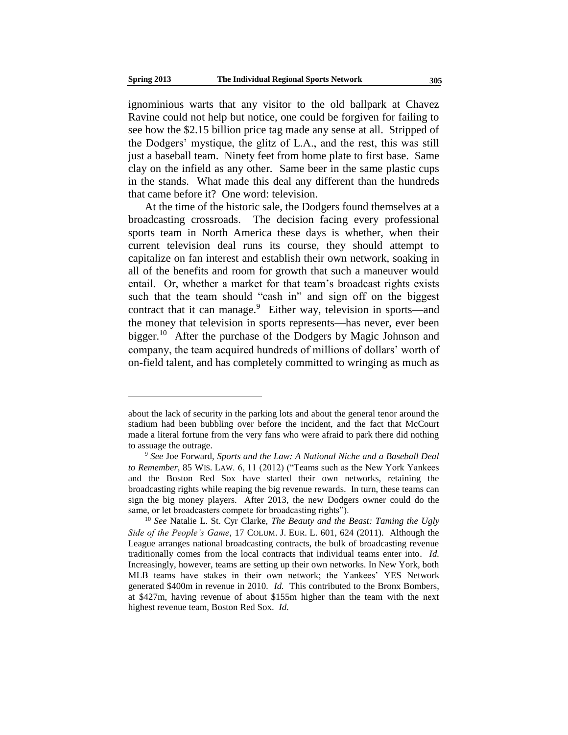ignominious warts that any visitor to the old ballpark at Chavez Ravine could not help but notice, one could be forgiven for failing to see how the $2.15 billion price tag made any sense at all. Stripped of the Dodgers' mystique, the glitz of L.A., and the rest, this was still just a baseball team. Ninety feet from home plate to first base. Same clay on the infield as any other. Same beer in the same plastic cups in the stands. What made this deal any different than the hundreds that came before it? One word: television.

At the time of the historic sale, the Dodgers found themselves at a broadcasting crossroads. The decision facing every professional sports team in North America these days is whether, when their current television deal runs its course, they should attempt to capitalize on fan interest and establish their own network, soaking in all of the benefits and room for growth that such a maneuver would entail. Or, whether a market for that team's broadcast rights exists such that the team should "cash in" and sign off on the biggest contract that it can manage.[9] Either way, television in sports—and the money that television in sports represents—has never, ever been bigger.[10] After the purchase of the Dodgers by Magic Johnson and company, the team acquired hundreds of millions of dollars' worth of on-field talent, and has completely committed to wringing as much as

---

about the lack of security in the parking lots and about the general tenor around the stadium had been bubbling over before the incident, and the fact that McCourt made a literal fortune from the very fans who were afraid to park there did nothing to assuage the outrage.

[9] *See* Joe Forward, *Sports and the Law: A National Niche and a Baseball Deal to Remember*, 85 WIS. LAW. 6, 11 (2012) ("Teams such as the New York Yankees and the Boston Red Sox have started their own networks, retaining the broadcasting rights while reaping the big revenue rewards. In turn, these teams can sign the big money players. After 2013, the new Dodgers owner could do the same, or let broadcasters compete for broadcasting rights").

[10] *See* Natalie L. St. Cyr Clarke, *The Beauty and the Beast: Taming the Ugly Side of the People's Game*, 17 COLUM. J. EUR. L. 601, 624 (2011). Although the League arranges national broadcasting contracts, the bulk of broadcasting revenue traditionally comes from the local contracts that individual teams enter into. *Id.* Increasingly, however, teams are setting up their own networks. In New York, both MLB teams have stakes in their own network; the Yankees' YES Network generated $400m in revenue in 2010. *Id.* This contributed to the Bronx Bombers, at $427m, having revenue of about $155m higher than the team with the next highest revenue team, Boston Red Sox. *Id.*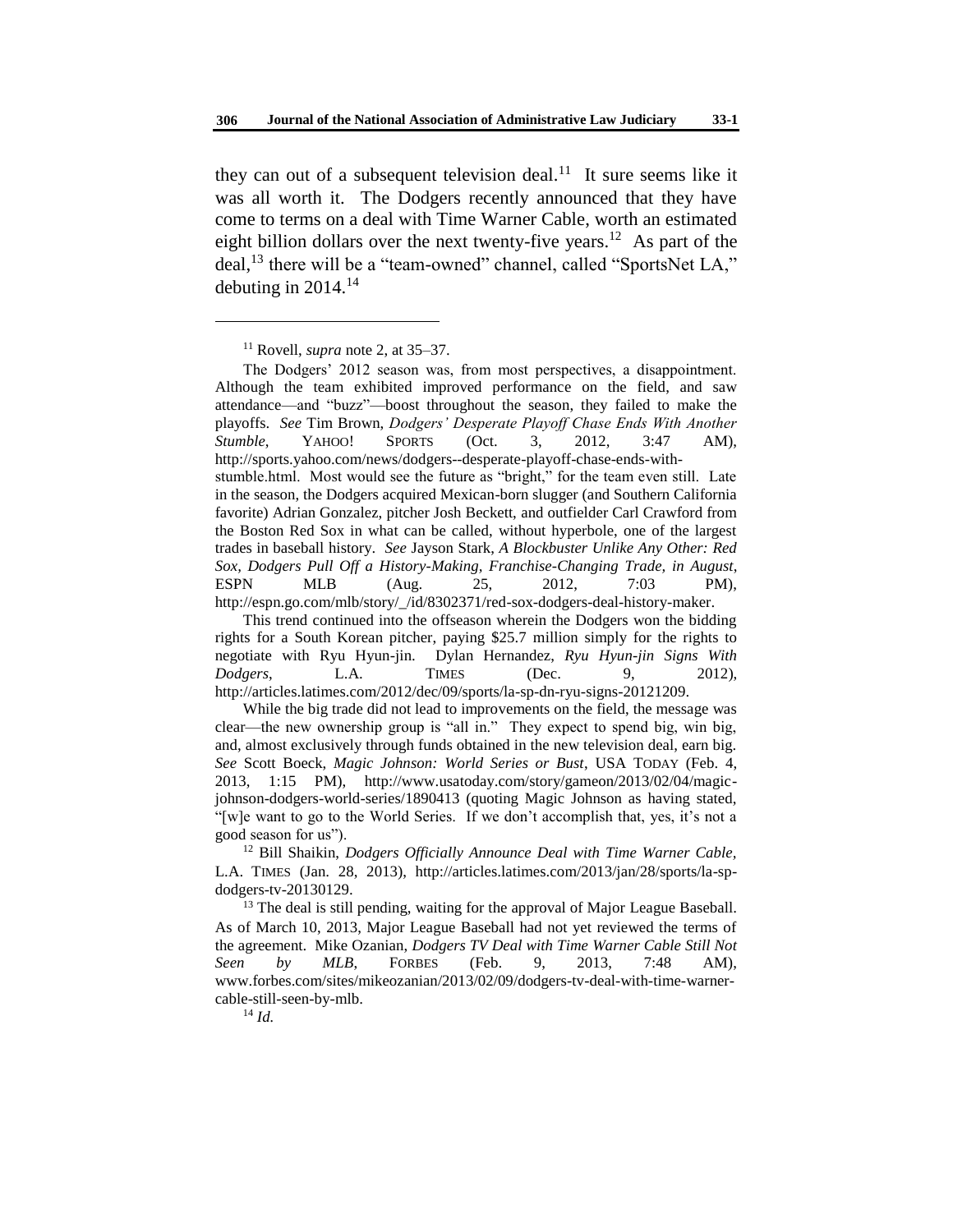they can out of a subsequent television deal.[11] It sure seems like it was all worth it. The Dodgers recently announced that they have come to terms on a deal with Time Warner Cable, worth an estimated eight billion dollars over the next twenty-five years.[12] As part of the deal,[13] there will be a "team-owned" channel, called "SportsNet LA," debuting in 2014.[14]

---

[11] Rovell, *supra* note 2, at 35–37.

The Dodgers' 2012 season was, from most perspectives, a disappointment. Although the team exhibited improved performance on the field, and saw attendance—and "buzz"—boost throughout the season, they failed to make the playoffs. *See* Tim Brown, *Dodgers' Desperate Playoff Chase Ends With Another Stumble*, YAHOO! SPORTS (Oct. 3, 2012, 3:47 AM), http://sports.yahoo.com/news/dodgers--desperate-playoff-chase-ends-with-stumble.html. Most would see the future as "bright," for the team even still. Late in the season, the Dodgers acquired Mexican-born slugger (and Southern California favorite) Adrian Gonzalez, pitcher Josh Beckett, and outfielder Carl Crawford from the Boston Red Sox in what can be called, without hyperbole, one of the largest trades in baseball history. *See* Jayson Stark, *A Blockbuster Unlike Any Other: Red Sox, Dodgers Pull Off a History-Making, Franchise-Changing Trade, in August*, ESPN MLB (Aug. 25, 2012, 7:03 PM), http://espn.go.com/mlb/story/_/id/8302371/red-sox-dodgers-deal-history-maker.

This trend continued into the offseason wherein the Dodgers won the bidding rights for a South Korean pitcher, paying $25.7 million simply for the rights to negotiate with Ryu Hyun-jin. Dylan Hernandez, *Ryu Hyun-jin Signs With Dodgers*, L.A. TIMES (Dec. 9, 2012), http://articles.latimes.com/2012/dec/09/sports/la-sp-dn-ryu-signs-20121209.

While the big trade did not lead to improvements on the field, the message was clear—the new ownership group is "all in." They expect to spend big, win big, and, almost exclusively through funds obtained in the new television deal, earn big. *See* Scott Boeck, *Magic Johnson: World Series or Bust*, USA TODAY (Feb. 4, 2013, 1:15 PM), http://www.usatoday.com/story/gameon/2013/02/04/magic-johnson-dodgers-world-series/1890413 (quoting Magic Johnson as having stated, "[w]e want to go to the World Series. If we don't accomplish that, yes, it's not a good season for us").

[12] Bill Shaikin, *Dodgers Officially Announce Deal with Time Warner Cable*, L.A. TIMES (Jan. 28, 2013), http://articles.latimes.com/2013/jan/28/sports/la-sp-dodgers-tv-20130129.

[13] The deal is still pending, waiting for the approval of Major League Baseball. As of March 10, 2013, Major League Baseball had not yet reviewed the terms of the agreement. Mike Ozanian, *Dodgers TV Deal with Time Warner Cable Still Not Seen by MLB*, FORBES (Feb. 9, 2013, 7:48 AM), www.forbes.com/sites/mikeozanian/2013/02/09/dodgers-tv-deal-with-time-warner-cable-still-seen-by-mlb.

[14] *Id.*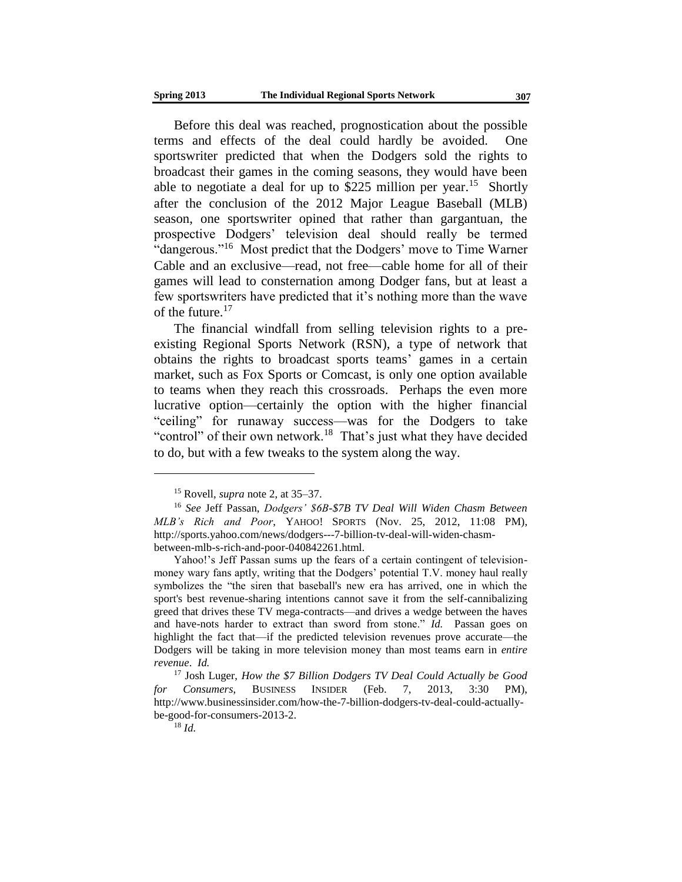Before this deal was reached, prognostication about the possible terms and effects of the deal could hardly be avoided. One sportswriter predicted that when the Dodgers sold the rights to broadcast their games in the coming seasons, they would have been able to negotiate a deal for up to $225 million per year.[15] Shortly after the conclusion of the 2012 Major League Baseball (MLB) season, one sportswriter opined that rather than gargantuan, the prospective Dodgers' television deal should really be termed "dangerous."[16] Most predict that the Dodgers' move to Time Warner Cable and an exclusive—read, not free—cable home for all of their games will lead to consternation among Dodger fans, but at least a few sportswriters have predicted that it's nothing more than the wave of the future.[17]

The financial windfall from selling television rights to a pre-existing Regional Sports Network (RSN), a type of network that obtains the rights to broadcast sports teams' games in a certain market, such as Fox Sports or Comcast, is only one option available to teams when they reach this crossroads. Perhaps the even more lucrative option—certainly the option with the higher financial "ceiling" for runaway success—was for the Dodgers to take "control" of their own network.[18] That's just what they have decided to do, but with a few tweaks to the system along the way.

---

[15] Rovell, *supra* note 2, at 35–37.

[16] *See* Jeff Passan, *Dodgers' $6B-$7B TV Deal Will Widen Chasm Between MLB's Rich and Poor*, YAHOO! SPORTS (Nov. 25, 2012, 11:08 PM), http://sports.yahoo.com/news/dodgers---7-billion-tv-deal-will-widen-chasm-between-mlb-s-rich-and-poor-040842261.html.

Yahoo!'s Jeff Passan sums up the fears of a certain contingent of television-money wary fans aptly, writing that the Dodgers' potential T.V. money haul really symbolizes the "the siren that baseball's new era has arrived, one in which the sport's best revenue-sharing intentions cannot save it from the self-cannibalizing greed that drives these TV mega-contracts—and drives a wedge between the haves and have-nots harder to extract than sword from stone." *Id.* Passan goes on highlight the fact that—if the predicted television revenues prove accurate—the Dodgers will be taking in more television money than most teams earn in *entire revenue*. *Id.*

[17] Josh Luger, *How the $7 Billion Dodgers TV Deal Could Actually be Good for Consumers*, BUSINESS INSIDER (Feb. 7, 2013, 3:30 PM), http://www.businessinsider.com/how-the-7-billion-dodgers-tv-deal-could-actually-be-good-for-consumers-2013-2.

[18] *Id.*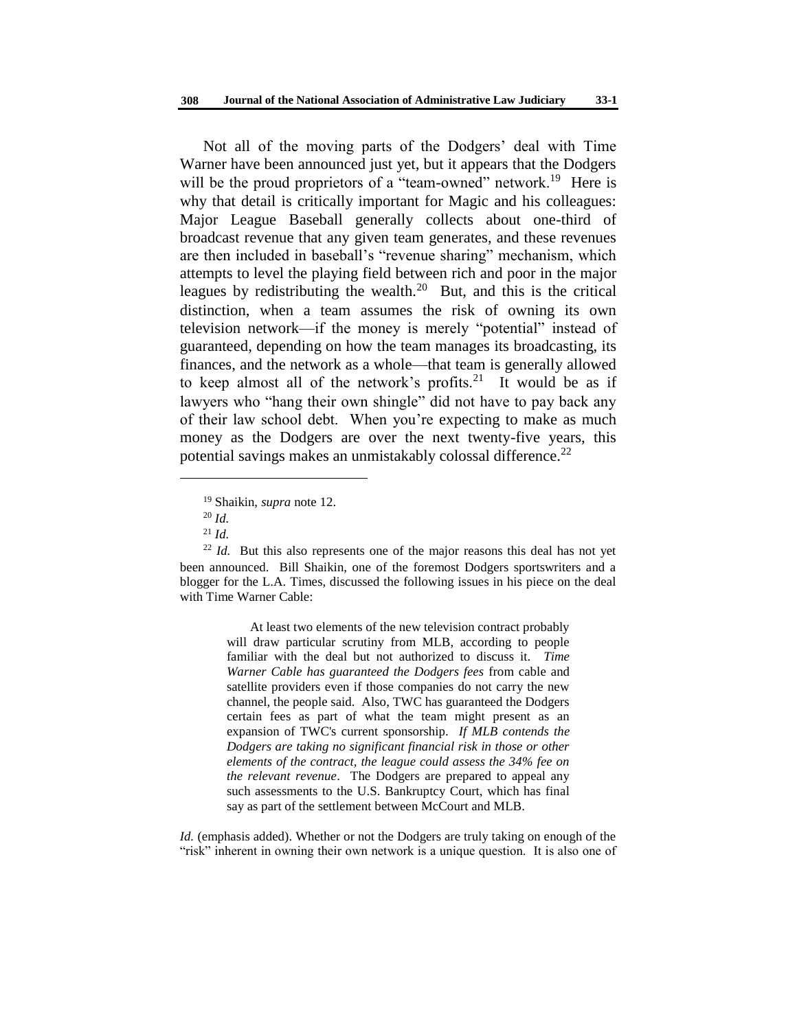Not all of the moving parts of the Dodgers' deal with Time Warner have been announced just yet, but it appears that the Dodgers will be the proud proprietors of a "team-owned" network.[19] Here is why that detail is critically important for Magic and his colleagues: Major League Baseball generally collects about one-third of broadcast revenue that any given team generates, and these revenues are then included in baseball's "revenue sharing" mechanism, which attempts to level the playing field between rich and poor in the major leagues by redistributing the wealth.[20] But, and this is the critical distinction, when a team assumes the risk of owning its own television network—if the money is merely "potential" instead of guaranteed, depending on how the team manages its broadcasting, its finances, and the network as a whole—that team is generally allowed to keep almost all of the network's profits.[21] It would be as if lawyers who "hang their own shingle" did not have to pay back any of their law school debt. When you're expecting to make as much money as the Dodgers are over the next twenty-five years, this potential savings makes an unmistakably colossal difference.[22]

---

[19] Shaikin, *supra* note 12.

[20] *Id.*

[21] *Id.*

[22] *Id.* But this also represents one of the major reasons this deal has not yet been announced. Bill Shaikin, one of the foremost Dodgers sportswriters and a blogger for the L.A. Times, discussed the following issues in his piece on the deal with Time Warner Cable:

> At least two elements of the new television contract probably will draw particular scrutiny from MLB, according to people familiar with the deal but not authorized to discuss it. *Time Warner Cable has guaranteed the Dodgers fees* from cable and satellite providers even if those companies do not carry the new channel, the people said. Also, TWC has guaranteed the Dodgers certain fees as part of what the team might present as an expansion of TWC's current sponsorship. *If MLB contends the Dodgers are taking no significant financial risk in those or other elements of the contract, the league could assess the 34% fee on the relevant revenue*. The Dodgers are prepared to appeal any such assessments to the U.S. Bankruptcy Court, which has final say as part of the settlement between McCourt and MLB.

*Id.* (emphasis added). Whether or not the Dodgers are truly taking on enough of the "risk" inherent in owning their own network is a unique question. It is also one of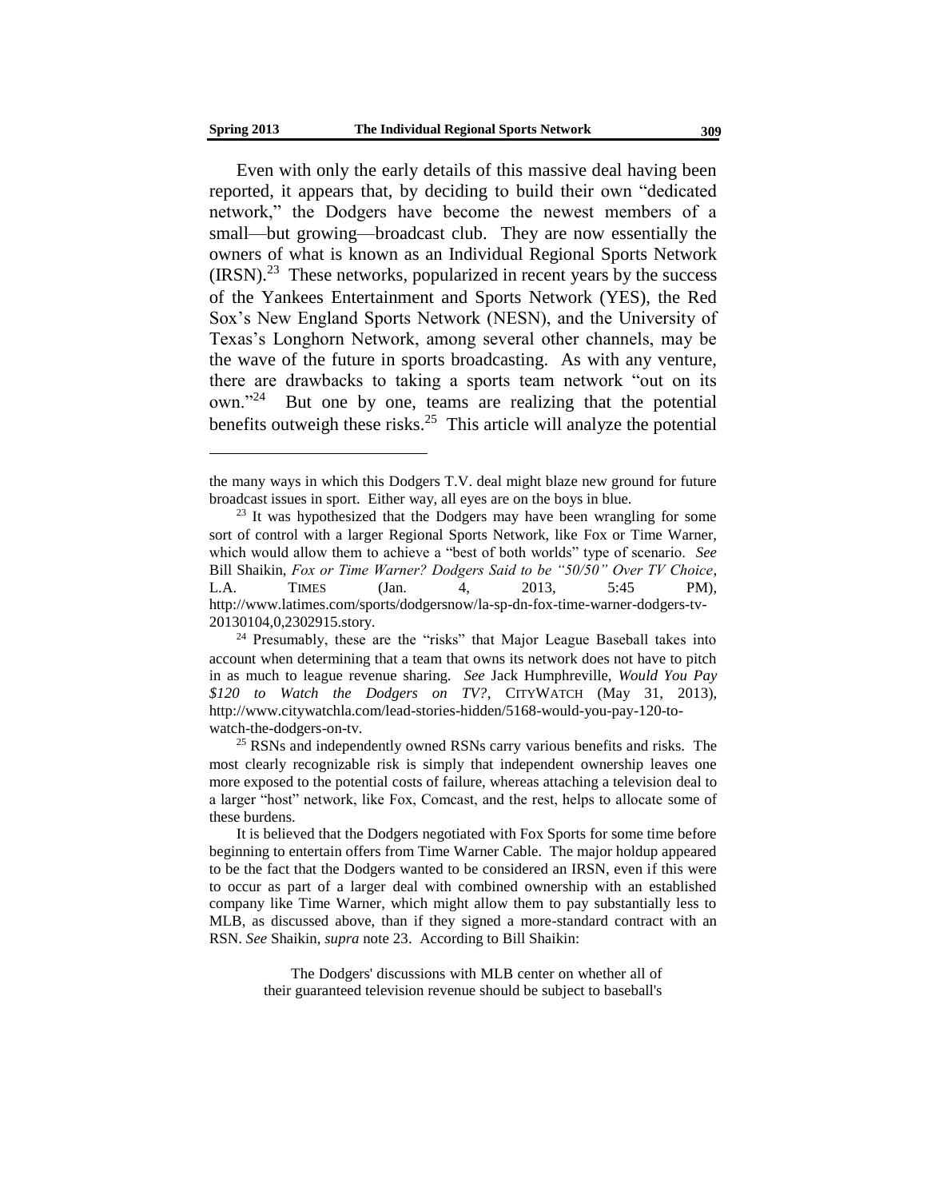Even with only the early details of this massive deal having been reported, it appears that, by deciding to build their own "dedicated network," the Dodgers have become the newest members of a small—but growing—broadcast club. They are now essentially the owners of what is known as an Individual Regional Sports Network (IRSN).[23] These networks, popularized in recent years by the success of the Yankees Entertainment and Sports Network (YES), the Red Sox's New England Sports Network (NESN), and the University of Texas's Longhorn Network, among several other channels, may be the wave of the future in sports broadcasting. As with any venture, there are drawbacks to taking a sports team network "out on its own."[24] But one by one, teams are realizing that the potential benefits outweigh these risks.[25] This article will analyze the potential

---

the many ways in which this Dodgers T.V. deal might blaze new ground for future broadcast issues in sport. Either way, all eyes are on the boys in blue.

[23] It was hypothesized that the Dodgers may have been wrangling for some sort of control with a larger Regional Sports Network, like Fox or Time Warner, which would allow them to achieve a "best of both worlds" type of scenario. *See* Bill Shaikin, *Fox or Time Warner? Dodgers Said to be "50/50" Over TV Choice*, L.A. TIMES (Jan. 4, 2013, 5:45 PM), http://www.latimes.com/sports/dodgersnow/la-sp-dn-fox-time-warner-dodgers-tv-20130104,0,2302915.story.

[24] Presumably, these are the "risks" that Major League Baseball takes into account when determining that a team that owns its network does not have to pitch in as much to league revenue sharing. *See* Jack Humphreville, *Would You Pay $120 to Watch the Dodgers on TV?*, CITYWATCH (May 31, 2013), http://www.citywatchla.com/lead-stories-hidden/5168-would-you-pay-120-to-watch-the-dodgers-on-tv.

[25] RSNs and independently owned RSNs carry various benefits and risks. The most clearly recognizable risk is simply that independent ownership leaves one more exposed to the potential costs of failure, whereas attaching a television deal to a larger "host" network, like Fox, Comcast, and the rest, helps to allocate some of these burdens.

It is believed that the Dodgers negotiated with Fox Sports for some time before beginning to entertain offers from Time Warner Cable. The major holdup appeared to be the fact that the Dodgers wanted to be considered an IRSN, even if this were to occur as part of a larger deal with combined ownership with an established company like Time Warner, which might allow them to pay substantially less to MLB, as discussed above, than if they signed a more-standard contract with an RSN. *See* Shaikin, *supra* note 23. According to Bill Shaikin:

> The Dodgers' discussions with MLB center on whether all of their guaranteed television revenue should be subject to baseball's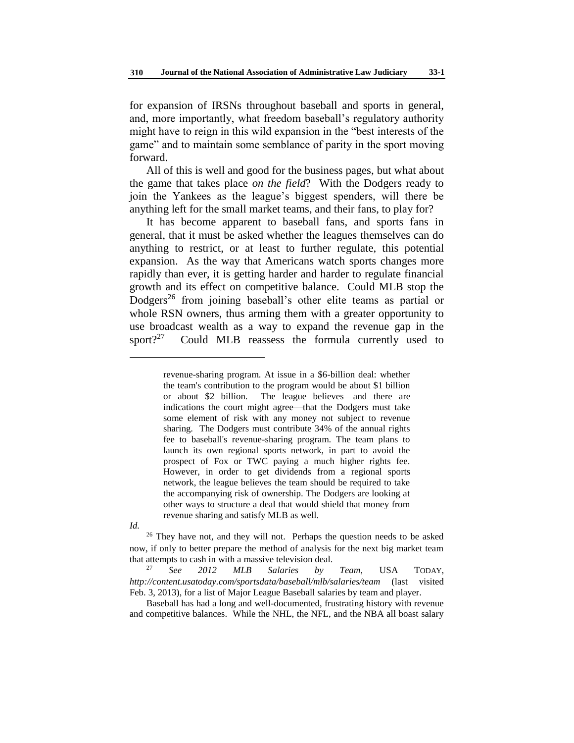for expansion of IRSNs throughout baseball and sports in general, and, more importantly, what freedom baseball's regulatory authority might have to reign in this wild expansion in the "best interests of the game" and to maintain some semblance of parity in the sport moving forward.

All of this is well and good for the business pages, but what about the game that takes place *on the field*? With the Dodgers ready to join the Yankees as the league's biggest spenders, will there be anything left for the small market teams, and their fans, to play for?

It has become apparent to baseball fans, and sports fans in general, that it must be asked whether the leagues themselves can do anything to restrict, or at least to further regulate, this potential expansion. As the way that Americans watch sports changes more rapidly than ever, it is getting harder and harder to regulate financial growth and its effect on competitive balance. Could MLB stop the Dodgers[26] from joining baseball's other elite teams as partial or whole RSN owners, thus arming them with a greater opportunity to use broadcast wealth as a way to expand the revenue gap in the sport?[27] Could MLB reassess the formula currently used to

---

> revenue-sharing program. At issue in a $6-billion deal: whether the team's contribution to the program would be about $1 billion or about $2 billion. The league believes—and there are indications the court might agree—that the Dodgers must take some element of risk with any money not subject to revenue sharing. The Dodgers must contribute 34% of the annual rights fee to baseball's revenue-sharing program. The team plans to launch its own regional sports network, in part to avoid the prospect of Fox or TWC paying a much higher rights fee. However, in order to get dividends from a regional sports network, the league believes the team should be required to take the accompanying risk of ownership. The Dodgers are looking at other ways to structure a deal that would shield that money from revenue sharing and satisfy MLB as well.

*Id.*

[26] They have not, and they will not. Perhaps the question needs to be asked now, if only to better prepare the method of analysis for the next big market team that attempts to cash in with a massive television deal.

[27] *See 2012 MLB Salaries by Team*, USA TODAY, *http://content.usatoday.com/sportsdata/baseball/mlb/salaries/team* (last visited Feb. 3, 2013), for a list of Major League Baseball salaries by team and player.

Baseball has had a long and well-documented, frustrating history with revenue and competitive balances. While the NHL, the NFL, and the NBA all boast salary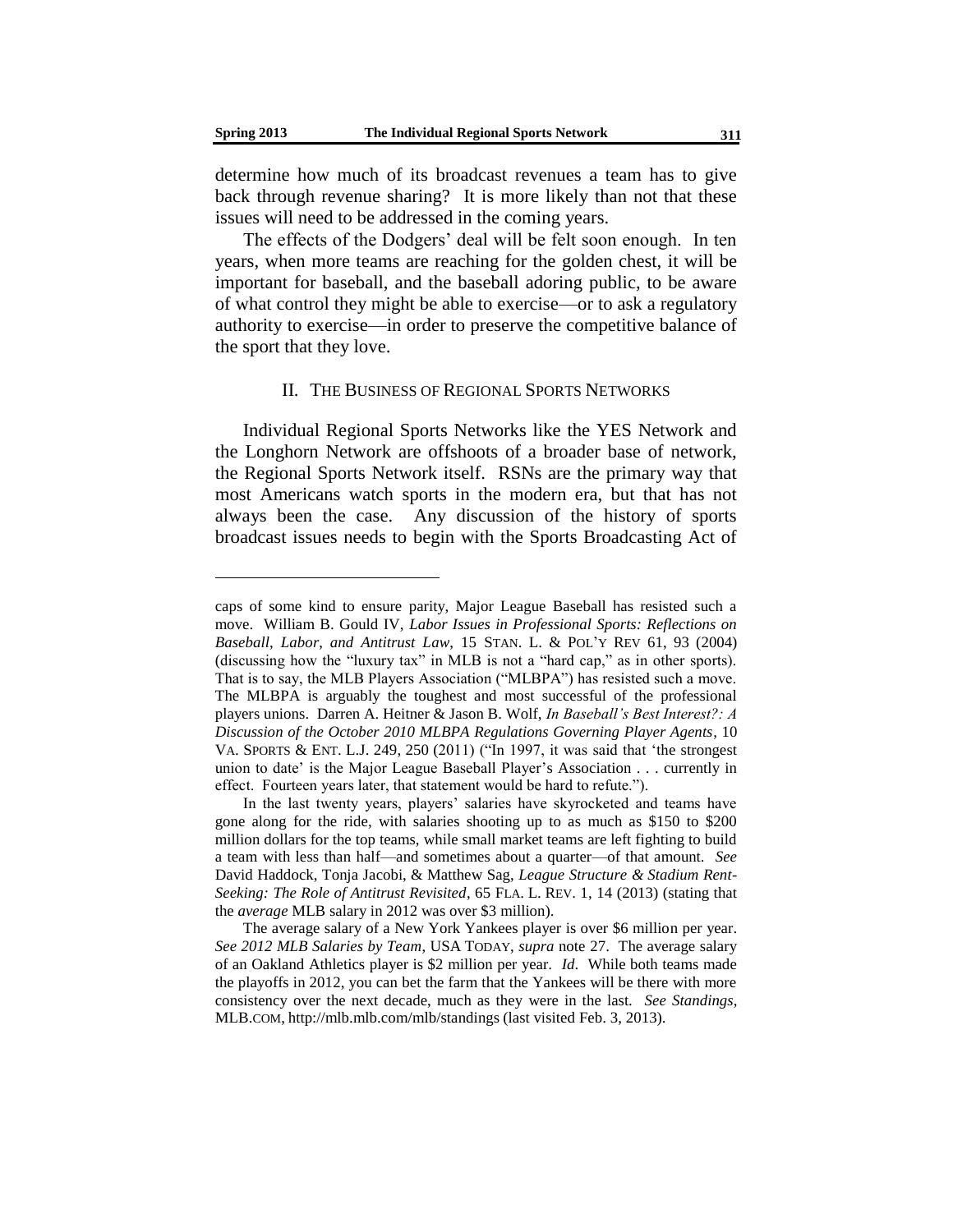determine how much of its broadcast revenues a team has to give back through revenue sharing? It is more likely than not that these issues will need to be addressed in the coming years.

The effects of the Dodgers' deal will be felt soon enough. In ten years, when more teams are reaching for the golden chest, it will be important for baseball, and the baseball adoring public, to be aware of what control they might be able to exercise—or to ask a regulatory authority to exercise—in order to preserve the competitive balance of the sport that they love.

## II. THE BUSINESS OF REGIONAL SPORTS NETWORKS

Individual Regional Sports Networks like the YES Network and the Longhorn Network are offshoots of a broader base of network, the Regional Sports Network itself. RSNs are the primary way that most Americans watch sports in the modern era, but that has not always been the case. Any discussion of the history of sports broadcast issues needs to begin with the Sports Broadcasting Act of

---

caps of some kind to ensure parity, Major League Baseball has resisted such a move. William B. Gould IV, *Labor Issues in Professional Sports: Reflections on Baseball, Labor, and Antitrust Law*, 15 STAN. L. & POL'Y REV 61, 93 (2004) (discussing how the "luxury tax" in MLB is not a "hard cap," as in other sports). That is to say, the MLB Players Association ("MLBPA") has resisted such a move. The MLBPA is arguably the toughest and most successful of the professional players unions. Darren A. Heitner & Jason B. Wolf, *In Baseball's Best Interest?: A Discussion of the October 2010 MLBPA Regulations Governing Player Agents*, 10 VA. SPORTS & ENT. L.J. 249, 250 (2011) ("In 1997, it was said that 'the strongest union to date' is the Major League Baseball Player's Association . . . currently in effect. Fourteen years later, that statement would be hard to refute.").

In the last twenty years, players' salaries have skyrocketed and teams have gone along for the ride, with salaries shooting up to as much as $150 to $200 million dollars for the top teams, while small market teams are left fighting to build a team with less than half—and sometimes about a quarter—of that amount. *See* David Haddock, Tonja Jacobi, & Matthew Sag, *League Structure & Stadium Rent-Seeking: The Role of Antitrust Revisited*, 65 FLA. L. REV. 1, 14 (2013) (stating that the *average* MLB salary in 2012 was over $3 million).

The average salary of a New York Yankees player is over $6 million per year. *See 2012 MLB Salaries by Team*, USA TODAY, *supra* note 27. The average salary of an Oakland Athletics player is $2 million per year. *Id*. While both teams made the playoffs in 2012, you can bet the farm that the Yankees will be there with more consistency over the next decade, much as they were in the last. *See Standings*, MLB.COM, http://mlb.mlb.com/mlb/standings (last visited Feb. 3, 2013).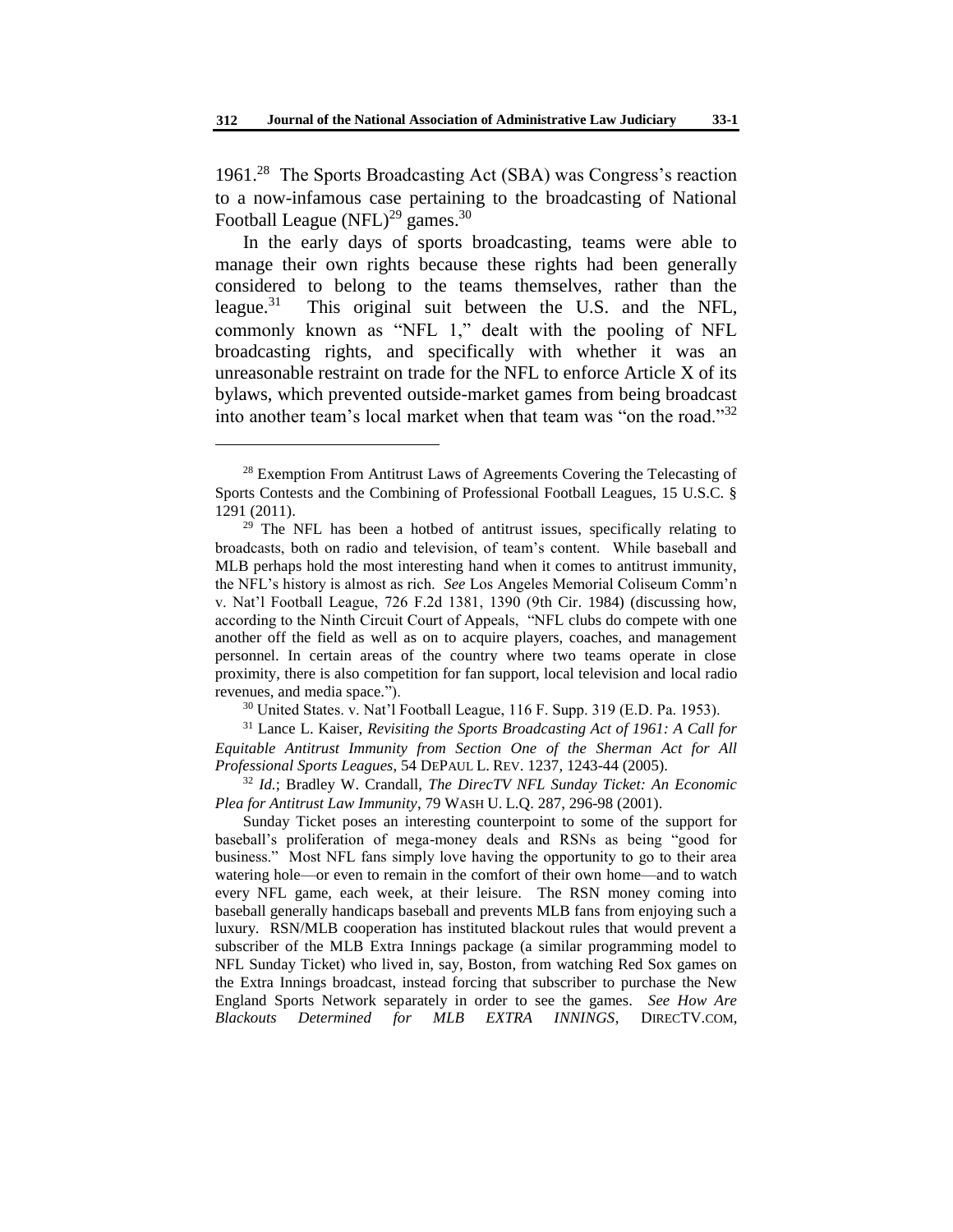1961.[28] The Sports Broadcasting Act (SBA) was Congress's reaction to a now-infamous case pertaining to the broadcasting of National Football League (NFL)[29] games.[30]

In the early days of sports broadcasting, teams were able to manage their own rights because these rights had been generally considered to belong to the teams themselves, rather than the league.[31] This original suit between the U.S. and the NFL, commonly known as "NFL 1," dealt with the pooling of NFL broadcasting rights, and specifically with whether it was an unreasonable restraint on trade for the NFL to enforce Article X of its bylaws, which prevented outside-market games from being broadcast into another team's local market when that team was "on the road."[32]

---

[28] Exemption From Antitrust Laws of Agreements Covering the Telecasting of Sports Contests and the Combining of Professional Football Leagues, 15 U.S.C. § 1291 (2011).

[29] The NFL has been a hotbed of antitrust issues, specifically relating to broadcasts, both on radio and television, of team's content. While baseball and MLB perhaps hold the most interesting hand when it comes to antitrust immunity, the NFL's history is almost as rich. *See* Los Angeles Memorial Coliseum Comm'n v. Nat'l Football League, 726 F.2d 1381, 1390 (9th Cir. 1984) (discussing how, according to the Ninth Circuit Court of Appeals, "NFL clubs do compete with one another off the field as well as on to acquire players, coaches, and management personnel. In certain areas of the country where two teams operate in close proximity, there is also competition for fan support, local television and local radio revenues, and media space.").

[30] United States. v. Nat'l Football League, 116 F. Supp. 319 (E.D. Pa. 1953).

[31] Lance L. Kaiser, *Revisiting the Sports Broadcasting Act of 1961: A Call for Equitable Antitrust Immunity from Section One of the Sherman Act for All Professional Sports Leagues*, 54 DEPAUL L. REV. 1237, 1243-44 (2005).

[32] *Id.*; Bradley W. Crandall, *The DirecTV NFL Sunday Ticket: An Economic Plea for Antitrust Law Immunity*, 79 WASH U. L.Q. 287, 296-98 (2001).

Sunday Ticket poses an interesting counterpoint to some of the support for baseball's proliferation of mega-money deals and RSNs as being "good for business." Most NFL fans simply love having the opportunity to go to their area watering hole—or even to remain in the comfort of their own home—and to watch every NFL game, each week, at their leisure. The RSN money coming into baseball generally handicaps baseball and prevents MLB fans from enjoying such a luxury. RSN/MLB cooperation has instituted blackout rules that would prevent a subscriber of the MLB Extra Innings package (a similar programming model to NFL Sunday Ticket) who lived in, say, Boston, from watching Red Sox games on the Extra Innings broadcast, instead forcing that subscriber to purchase the New England Sports Network separately in order to see the games. *See How Are Blackouts Determined for MLB EXTRA INNINGS*, DIRECTV.COM,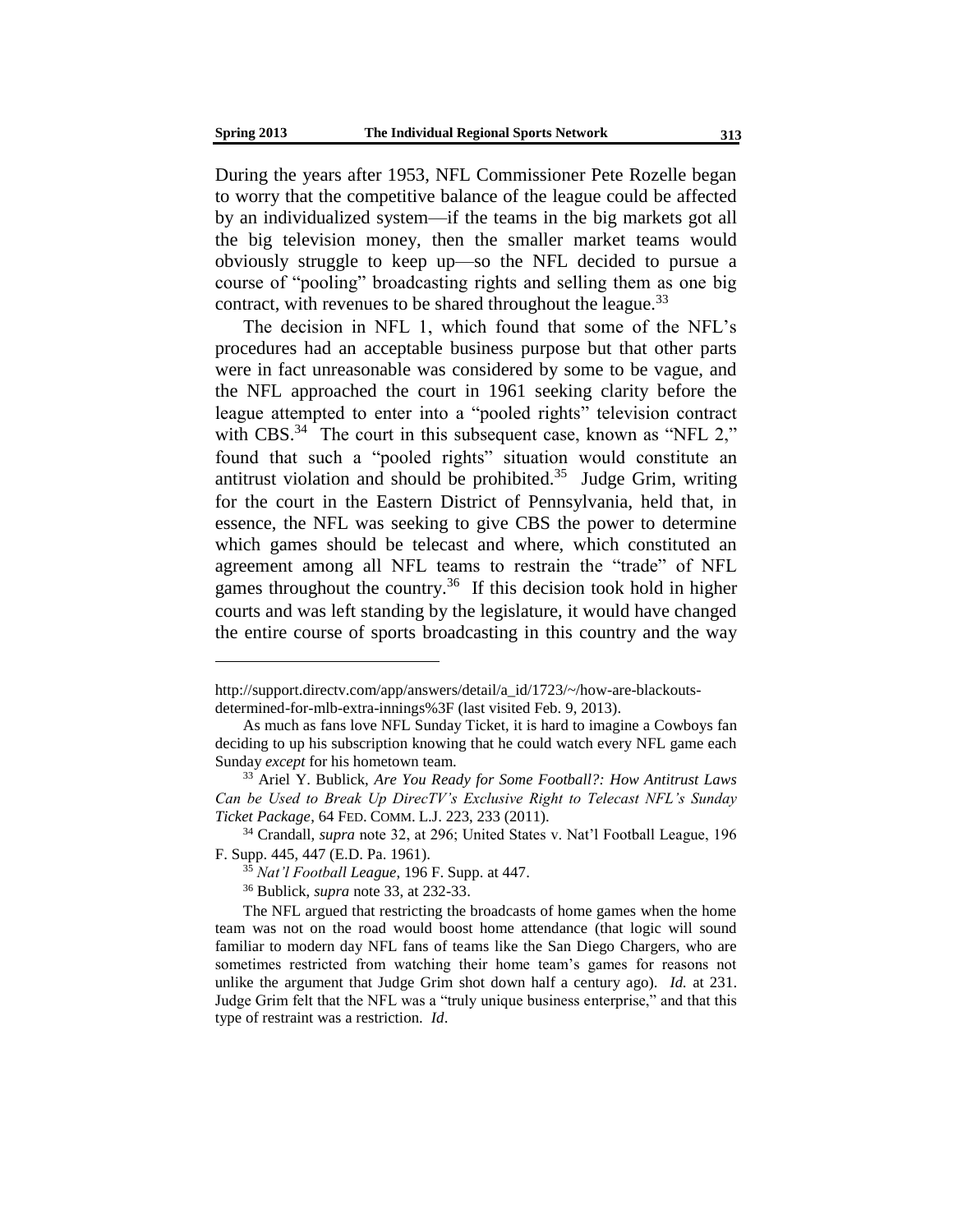During the years after 1953, NFL Commissioner Pete Rozelle began to worry that the competitive balance of the league could be affected by an individualized system—if the teams in the big markets got all the big television money, then the smaller market teams would obviously struggle to keep up—so the NFL decided to pursue a course of "pooling" broadcasting rights and selling them as one big contract, with revenues to be shared throughout the league.[33]

The decision in NFL 1, which found that some of the NFL's procedures had an acceptable business purpose but that other parts were in fact unreasonable was considered by some to be vague, and the NFL approached the court in 1961 seeking clarity before the league attempted to enter into a "pooled rights" television contract with CBS.[34] The court in this subsequent case, known as "NFL 2," found that such a "pooled rights" situation would constitute an antitrust violation and should be prohibited.[35] Judge Grim, writing for the court in the Eastern District of Pennsylvania, held that, in essence, the NFL was seeking to give CBS the power to determine which games should be telecast and where, which constituted an agreement among all NFL teams to restrain the "trade" of NFL games throughout the country.[36] If this decision took hold in higher courts and was left standing by the legislature, it would have changed the entire course of sports broadcasting in this country and the way

---

http://support.directv.com/app/answers/detail/a_id/1723/~/how-are-blackouts-determined-for-mlb-extra-innings%3F (last visited Feb. 9, 2013).

As much as fans love NFL Sunday Ticket, it is hard to imagine a Cowboys fan deciding to up his subscription knowing that he could watch every NFL game each Sunday *except* for his hometown team.

[33] Ariel Y. Bublick, *Are You Ready for Some Football?: How Antitrust Laws Can be Used to Break Up DirecTV's Exclusive Right to Telecast NFL's Sunday Ticket Package*, 64 FED. COMM. L.J. 223, 233 (2011).

[34] Crandall, *supra* note 32, at 296; United States v. Nat'l Football League, 196 F. Supp. 445, 447 (E.D. Pa. 1961).

[35] *Nat'l Football League*, 196 F. Supp. at 447.

[36] Bublick, *supra* note 33, at 232-33.

The NFL argued that restricting the broadcasts of home games when the home team was not on the road would boost home attendance (that logic will sound familiar to modern day NFL fans of teams like the San Diego Chargers, who are sometimes restricted from watching their home team's games for reasons not unlike the argument that Judge Grim shot down half a century ago). *Id.* at 231. Judge Grim felt that the NFL was a "truly unique business enterprise," and that this type of restraint was a restriction. *Id*.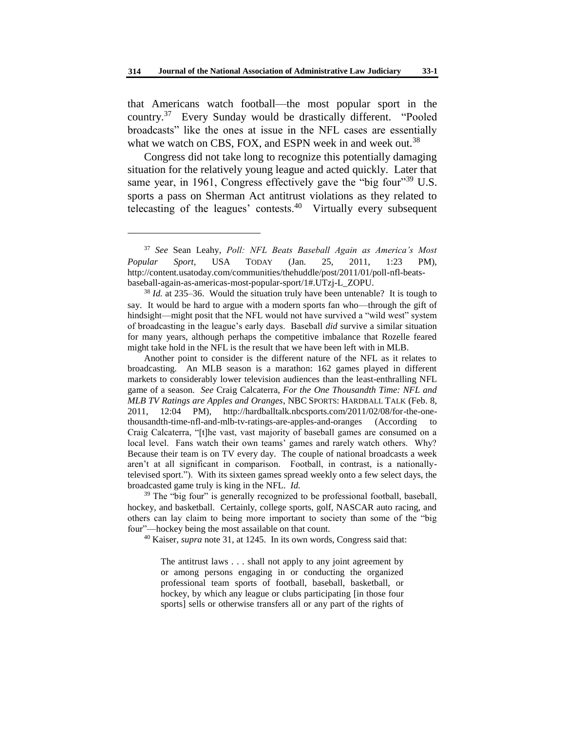that Americans watch football—the most popular sport in the country.[37] Every Sunday would be drastically different. "Pooled broadcasts" like the ones at issue in the NFL cases are essentially what we watch on CBS, FOX, and ESPN week in and week out.[38]

Congress did not take long to recognize this potentially damaging situation for the relatively young league and acted quickly. Later that same year, in 1961, Congress effectively gave the "big four"[39] U.S. sports a pass on Sherman Act antitrust violations as they related to telecasting of the leagues' contests.[40] Virtually every subsequent

---

[37] *See* Sean Leahy, *Poll: NFL Beats Baseball Again as America's Most Popular Sport*, USA TODAY (Jan. 25, 2011, 1:23 PM), http://content.usatoday.com/communities/thehuddle/post/2011/01/poll-nfl-beats-baseball-again-as-americas-most-popular-sport/1#.UTzj-L_ZOPU.

[38] *Id.* at 235–36. Would the situation truly have been untenable? It is tough to say. It would be hard to argue with a modern sports fan who—through the gift of hindsight—might posit that the NFL would not have survived a "wild west" system of broadcasting in the league's early days. Baseball *did* survive a similar situation for many years, although perhaps the competitive imbalance that Rozelle feared might take hold in the NFL is the result that we have been left with in MLB.

Another point to consider is the different nature of the NFL as it relates to broadcasting. An MLB season is a marathon: 162 games played in different markets to considerably lower television audiences than the least-enthralling NFL game of a season. *See* Craig Calcaterra, *For the One Thousandth Time: NFL and MLB TV Ratings are Apples and Oranges*, NBC SPORTS: HARDBALL TALK (Feb. 8, 2011, 12:04 PM), http://hardballtalk.nbcsports.com/2011/02/08/for-the-one-thousandth-time-nfl-and-mlb-tv-ratings-are-apples-and-oranges (According to Craig Calcaterra, "[t]he vast, vast majority of baseball games are consumed on a local level. Fans watch their own teams' games and rarely watch others. Why? Because their team is on TV every day. The couple of national broadcasts a week aren't at all significant in comparison. Football, in contrast, is a nationally-televised sport."). With its sixteen games spread weekly onto a few select days, the broadcasted game truly is king in the NFL. *Id.*

[39] The "big four" is generally recognized to be professional football, baseball, hockey, and basketball. Certainly, college sports, golf, NASCAR auto racing, and others can lay claim to being more important to society than some of the "big four"—hockey being the most assailable on that count.

[40] Kaiser, *supra* note 31, at 1245. In its own words, Congress said that:

> The antitrust laws . . . shall not apply to any joint agreement by or among persons engaging in or conducting the organized professional team sports of football, baseball, basketball, or hockey, by which any league or clubs participating [in those four sports] sells or otherwise transfers all or any part of the rights of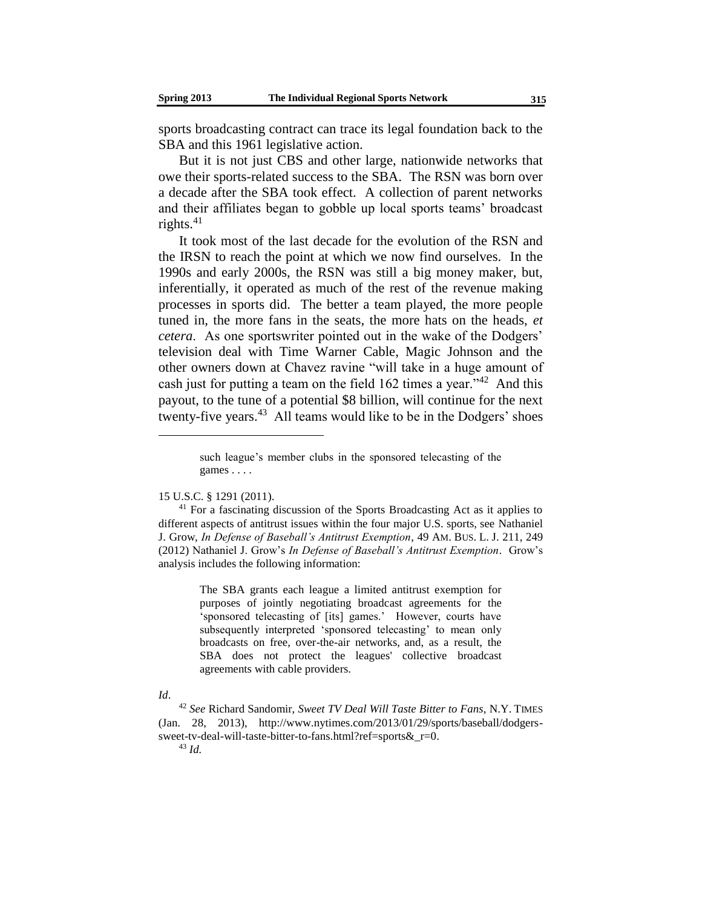sports broadcasting contract can trace its legal foundation back to the SBA and this 1961 legislative action.

But it is not just CBS and other large, nationwide networks that owe their sports-related success to the SBA. The RSN was born over a decade after the SBA took effect. A collection of parent networks and their affiliates began to gobble up local sports teams' broadcast rights.[41]

It took most of the last decade for the evolution of the RSN and the IRSN to reach the point at which we now find ourselves. In the 1990s and early 2000s, the RSN was still a big money maker, but, inferentially, it operated as much of the rest of the revenue making processes in sports did. The better a team played, the more people tuned in, the more fans in the seats, the more hats on the heads, *et cetera*. As one sportswriter pointed out in the wake of the Dodgers' television deal with Time Warner Cable, Magic Johnson and the other owners down at Chavez ravine "will take in a huge amount of cash just for putting a team on the field 162 times a year."[42] And this payout, to the tune of a potential \$8 billion, will continue for the next twenty-five years.[43] All teams would like to be in the Dodgers' shoes

---

> such league's member clubs in the sponsored telecasting of the games . . . .

15 U.S.C. § 1291 (2011).

[41] For a fascinating discussion of the Sports Broadcasting Act as it applies to different aspects of antitrust issues within the four major U.S. sports, see Nathaniel J. Grow, *In Defense of Baseball's Antitrust Exemption*, 49 AM. BUS. L. J. 211, 249 (2012) Nathaniel J. Grow's *In Defense of Baseball's Antitrust Exemption*. Grow's analysis includes the following information:

> The SBA grants each league a limited antitrust exemption for purposes of jointly negotiating broadcast agreements for the 'sponsored telecasting of [its] games.' However, courts have subsequently interpreted 'sponsored telecasting' to mean only broadcasts on free, over-the-air networks, and, as a result, the SBA does not protect the leagues' collective broadcast agreements with cable providers.

*Id*.

[42] *See* Richard Sandomir, *Sweet TV Deal Will Taste Bitter to Fans*, N.Y. TIMES (Jan. 28, 2013), http://www.nytimes.com/2013/01/29/sports/baseball/dodgers-sweet-tv-deal-will-taste-bitter-to-fans.html?ref=sports&_r=0.

[43] *Id.*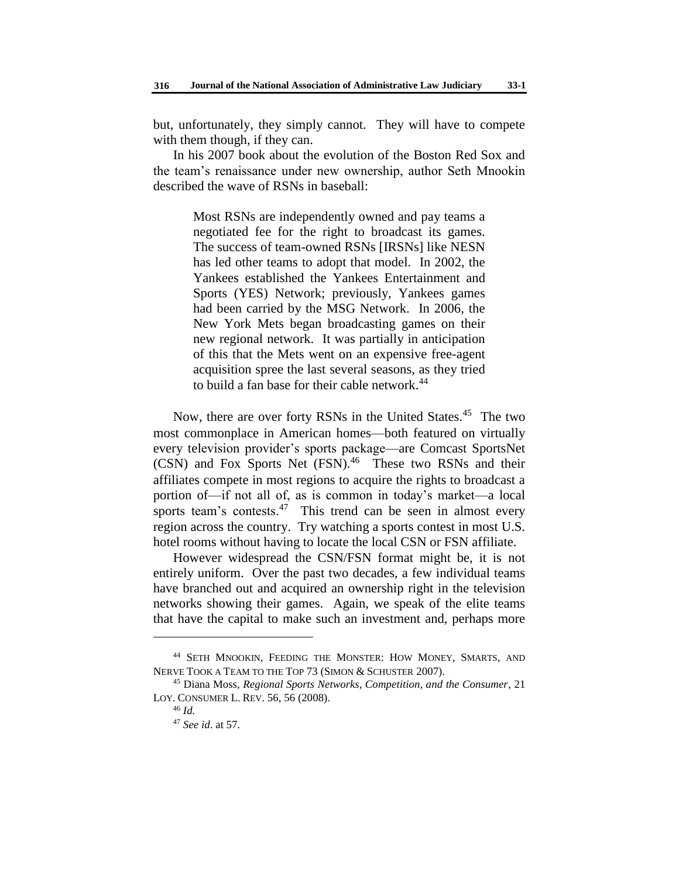but, unfortunately, they simply cannot. They will have to compete with them though, if they can.

In his 2007 book about the evolution of the Boston Red Sox and the team's renaissance under new ownership, author Seth Mnookin described the wave of RSNs in baseball:

> Most RSNs are independently owned and pay teams a negotiated fee for the right to broadcast its games. The success of team-owned RSNs [IRSNs] like NESN has led other teams to adopt that model. In 2002, the Yankees established the Yankees Entertainment and Sports (YES) Network; previously, Yankees games had been carried by the MSG Network. In 2006, the New York Mets began broadcasting games on their new regional network. It was partially in anticipation of this that the Mets went on an expensive free-agent acquisition spree the last several seasons, as they tried to build a fan base for their cable network.[44]

Now, there are over forty RSNs in the United States.[45] The two most commonplace in American homes—both featured on virtually every television provider's sports package—are Comcast SportsNet (CSN) and Fox Sports Net (FSN).[46] These two RSNs and their affiliates compete in most regions to acquire the rights to broadcast a portion of—if not all of, as is common in today's market—a local sports team's contests.[47] This trend can be seen in almost every region across the country. Try watching a sports contest in most U.S. hotel rooms without having to locate the local CSN or FSN affiliate.

However widespread the CSN/FSN format might be, it is not entirely uniform. Over the past two decades, a few individual teams have branched out and acquired an ownership right in the television networks showing their games. Again, we speak of the elite teams that have the capital to make such an investment and, perhaps more

---

[44] SETH MNOOKIN, FEEDING THE MONSTER: HOW MONEY, SMARTS, AND NERVE TOOK A TEAM TO THE TOP 73 (SIMON & SCHUSTER 2007).

[45] Diana Moss, *Regional Sports Networks, Competition, and the Consumer*, 21 LOY. CONSUMER L. REV. 56, 56 (2008).

[46] *Id.*

[47] *See id*. at 57.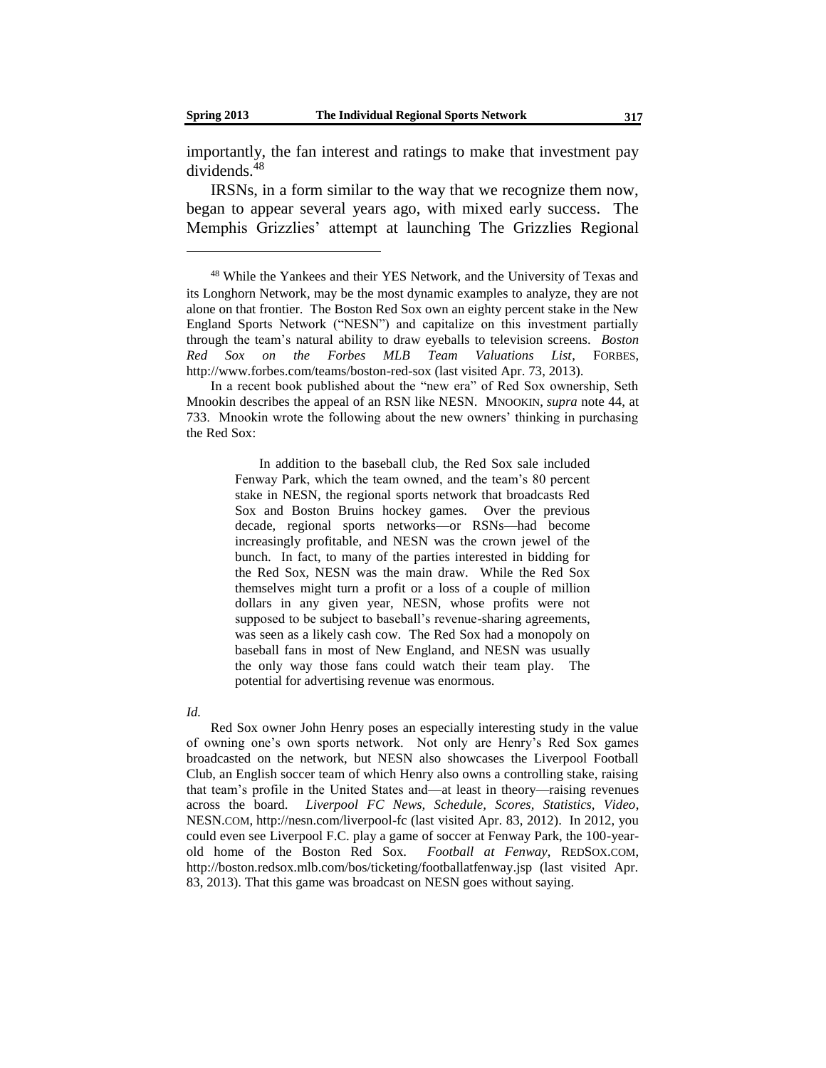importantly, the fan interest and ratings to make that investment pay dividends.[48]

IRSNs, in a form similar to the way that we recognize them now, began to appear several years ago, with mixed early success. The Memphis Grizzlies' attempt at launching The Grizzlies Regional

---

[48] While the Yankees and their YES Network, and the University of Texas and its Longhorn Network, may be the most dynamic examples to analyze, they are not alone on that frontier. The Boston Red Sox own an eighty percent stake in the New England Sports Network ("NESN") and capitalize on this investment partially through the team's natural ability to draw eyeballs to television screens. *Boston Red Sox on the Forbes MLB Team Valuations List*, FORBES, http://www.forbes.com/teams/boston-red-sox (last visited Apr. 73, 2013).

In a recent book published about the "new era" of Red Sox ownership, Seth Mnookin describes the appeal of an RSN like NESN. MNOOKIN, *supra* note 44, at 733. Mnookin wrote the following about the new owners' thinking in purchasing the Red Sox:

> In addition to the baseball club, the Red Sox sale included Fenway Park, which the team owned, and the team's 80 percent stake in NESN, the regional sports network that broadcasts Red Sox and Boston Bruins hockey games. Over the previous decade, regional sports networks—or RSNs—had become increasingly profitable, and NESN was the crown jewel of the bunch. In fact, to many of the parties interested in bidding for the Red Sox, NESN was the main draw. While the Red Sox themselves might turn a profit or a loss of a couple of million dollars in any given year, NESN, whose profits were not supposed to be subject to baseball's revenue-sharing agreements, was seen as a likely cash cow. The Red Sox had a monopoly on baseball fans in most of New England, and NESN was usually the only way those fans could watch their team play. The potential for advertising revenue was enormous.

*Id.*

Red Sox owner John Henry poses an especially interesting study in the value of owning one's own sports network. Not only are Henry's Red Sox games broadcasted on the network, but NESN also showcases the Liverpool Football Club, an English soccer team of which Henry also owns a controlling stake, raising that team's profile in the United States and—at least in theory—raising revenues across the board. *Liverpool FC News, Schedule, Scores, Statistics, Video*, NESN.COM, http://nesn.com/liverpool-fc (last visited Apr. 83, 2012). In 2012, you could even see Liverpool F.C. play a game of soccer at Fenway Park, the 100-year-old home of the Boston Red Sox. *Football at Fenway*, REDSOX.COM, http://boston.redsox.mlb.com/bos/ticketing/footballatfenway.jsp (last visited Apr. 83, 2013). That this game was broadcast on NESN goes without saying.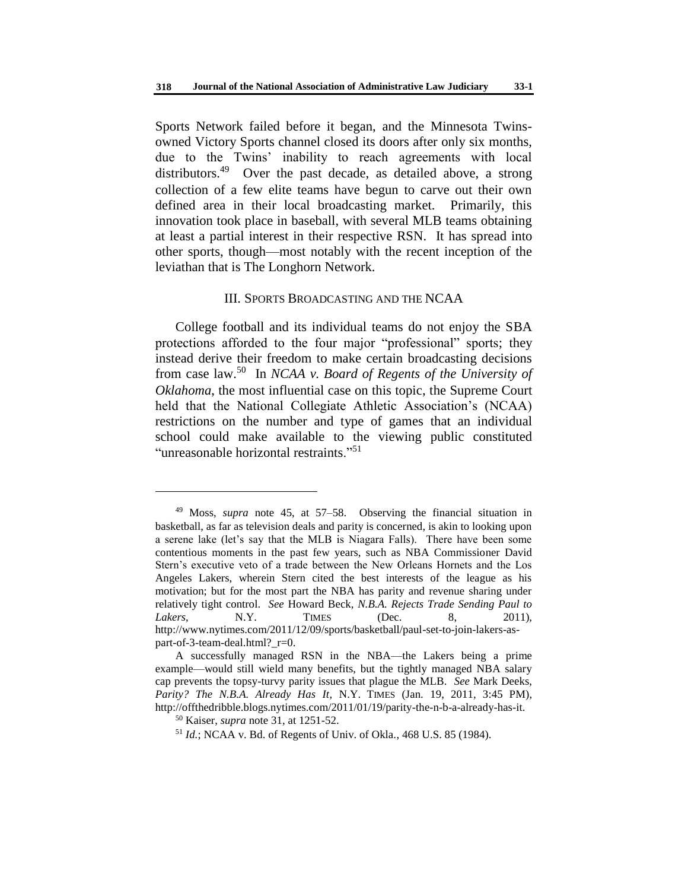Sports Network failed before it began, and the Minnesota Twins-owned Victory Sports channel closed its doors after only six months, due to the Twins' inability to reach agreements with local distributors.[49] Over the past decade, as detailed above, a strong collection of a few elite teams have begun to carve out their own defined area in their local broadcasting market. Primarily, this innovation took place in baseball, with several MLB teams obtaining at least a partial interest in their respective RSN. It has spread into other sports, though—most notably with the recent inception of the leviathan that is The Longhorn Network.

## III. SPORTS BROADCASTING AND THE NCAA

College football and its individual teams do not enjoy the SBA protections afforded to the four major "professional" sports; they instead derive their freedom to make certain broadcasting decisions from case law.[50] In *NCAA v. Board of Regents of the University of Oklahoma*, the most influential case on this topic, the Supreme Court held that the National Collegiate Athletic Association's (NCAA) restrictions on the number and type of games that an individual school could make available to the viewing public constituted "unreasonable horizontal restraints."[51]

---

[49] Moss, *supra* note 45, at 57–58. Observing the financial situation in basketball, as far as television deals and parity is concerned, is akin to looking upon a serene lake (let's say that the MLB is Niagara Falls). There have been some contentious moments in the past few years, such as NBA Commissioner David Stern's executive veto of a trade between the New Orleans Hornets and the Los Angeles Lakers, wherein Stern cited the best interests of the league as his motivation; but for the most part the NBA has parity and revenue sharing under relatively tight control. *See* Howard Beck, *N.B.A. Rejects Trade Sending Paul to Lakers*, N.Y. TIMES (Dec. 8, 2011), http://www.nytimes.com/2011/12/09/sports/basketball/paul-set-to-join-lakers-as-part-of-3-team-deal.html?_r=0.

A successfully managed RSN in the NBA—the Lakers being a prime example—would still wield many benefits, but the tightly managed NBA salary cap prevents the topsy-turvy parity issues that plague the MLB. *See* Mark Deeks, *Parity? The N.B.A. Already Has It*, N.Y. TIMES (Jan. 19, 2011, 3:45 PM), http://offthedribble.blogs.nytimes.com/2011/01/19/parity-the-n-b-a-already-has-it.

[50] Kaiser, *supra* note 31, at 1251-52.

[51] *Id.*; NCAA v. Bd. of Regents of Univ. of Okla., 468 U.S. 85 (1984).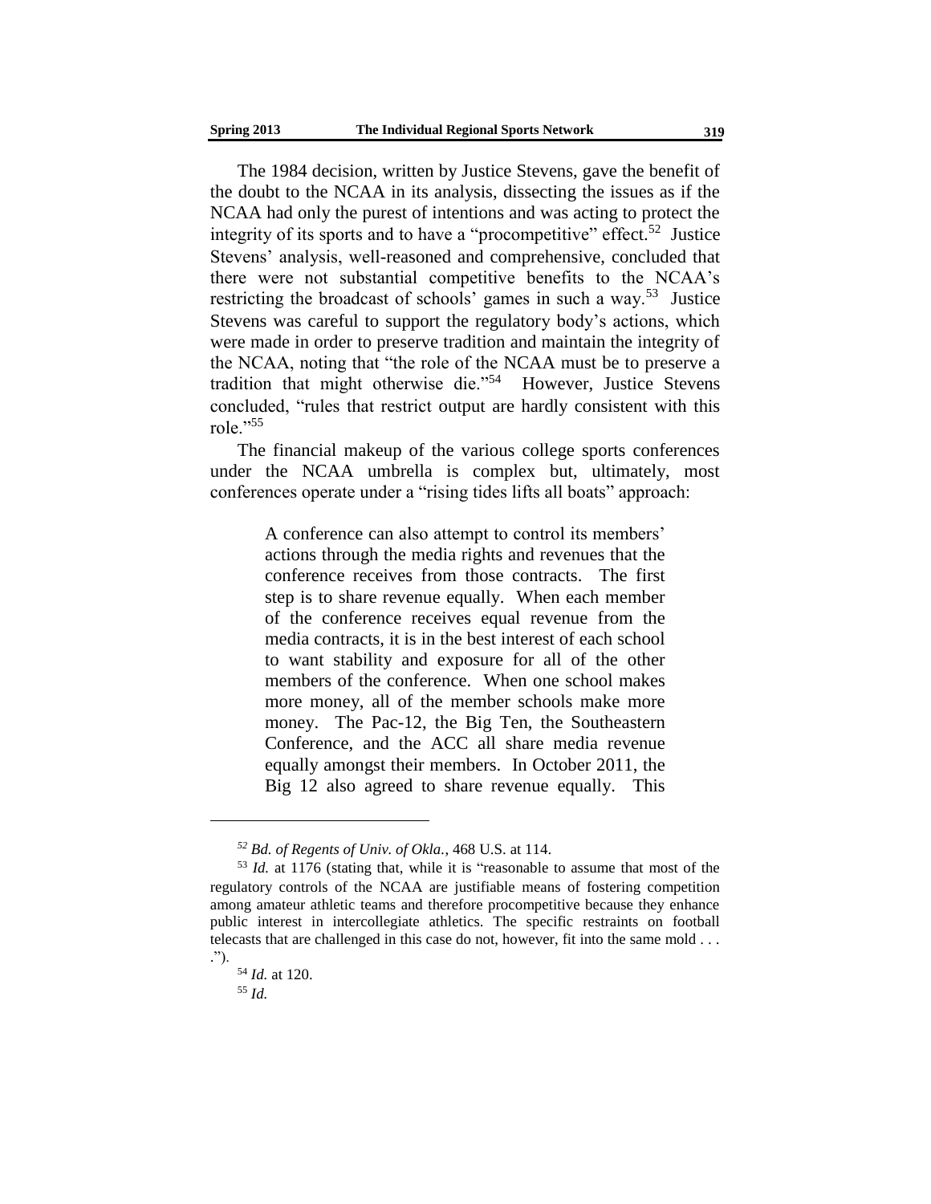The 1984 decision, written by Justice Stevens, gave the benefit of the doubt to the NCAA in its analysis, dissecting the issues as if the NCAA had only the purest of intentions and was acting to protect the integrity of its sports and to have a "procompetitive" effect.[52] Justice Stevens' analysis, well-reasoned and comprehensive, concluded that there were not substantial competitive benefits to the NCAA's restricting the broadcast of schools' games in such a way.[53] Justice Stevens was careful to support the regulatory body's actions, which were made in order to preserve tradition and maintain the integrity of the NCAA, noting that "the role of the NCAA must be to preserve a tradition that might otherwise die."[54] However, Justice Stevens concluded, "rules that restrict output are hardly consistent with this role."[55]

The financial makeup of the various college sports conferences under the NCAA umbrella is complex but, ultimately, most conferences operate under a "rising tides lifts all boats" approach:

> A conference can also attempt to control its members' actions through the media rights and revenues that the conference receives from those contracts. The first step is to share revenue equally. When each member of the conference receives equal revenue from the media contracts, it is in the best interest of each school to want stability and exposure for all of the other members of the conference. When one school makes more money, all of the member schools make more money. The Pac-12, the Big Ten, the Southeastern Conference, and the ACC all share media revenue equally amongst their members. In October 2011, the Big 12 also agreed to share revenue equally. This

---

[52] *Bd. of Regents of Univ. of Okla.*, 468 U.S. at 114.

[53] *Id.* at 1176 (stating that, while it is "reasonable to assume that most of the regulatory controls of the NCAA are justifiable means of fostering competition among amateur athletic teams and therefore procompetitive because they enhance public interest in intercollegiate athletics. The specific restraints on football telecasts that are challenged in this case do not, however, fit into the same mold . . . .").

[54] *Id.* at 120.

[55] *Id.*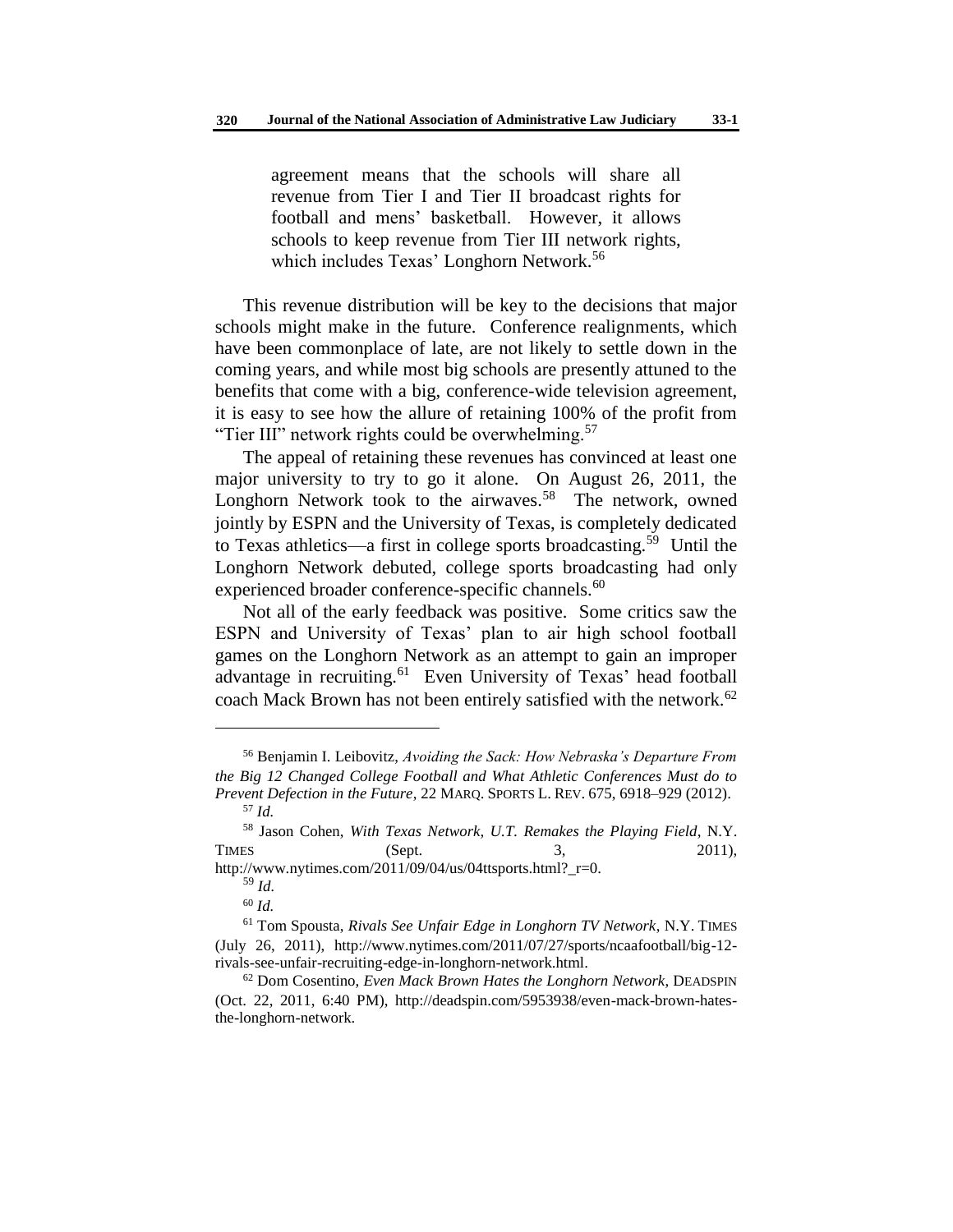> agreement means that the schools will share all revenue from Tier I and Tier II broadcast rights for football and mens' basketball. However, it allows schools to keep revenue from Tier III network rights, which includes Texas' Longhorn Network.[56]

This revenue distribution will be key to the decisions that major schools might make in the future. Conference realignments, which have been commonplace of late, are not likely to settle down in the coming years, and while most big schools are presently attuned to the benefits that come with a big, conference-wide television agreement, it is easy to see how the allure of retaining 100% of the profit from "Tier III" network rights could be overwhelming.[57]

The appeal of retaining these revenues has convinced at least one major university to try to go it alone. On August 26, 2011, the Longhorn Network took to the airwaves.[58] The network, owned jointly by ESPN and the University of Texas, is completely dedicated to Texas athletics—a first in college sports broadcasting.[59] Until the Longhorn Network debuted, college sports broadcasting had only experienced broader conference-specific channels.[60]

Not all of the early feedback was positive. Some critics saw the ESPN and University of Texas' plan to air high school football games on the Longhorn Network as an attempt to gain an improper advantage in recruiting.[61] Even University of Texas' head football coach Mack Brown has not been entirely satisfied with the network.[62]

---

[56] Benjamin I. Leibovitz, *Avoiding the Sack: How Nebraska's Departure From the Big 12 Changed College Football and What Athletic Conferences Must do to Prevent Defection in the Future*, 22 MARQ. SPORTS L. REV. 675, 6918–929 (2012).

[57] *Id.*

[58] Jason Cohen, *With Texas Network, U.T. Remakes the Playing Field*, N.Y. TIMES (Sept. 3, 2011), http://www.nytimes.com/2011/09/04/us/04ttsports.html?_r=0.

[59] *Id.*

[60] *Id.*

[61] Tom Spousta, *Rivals See Unfair Edge in Longhorn TV Network*, N.Y. TIMES (July 26, 2011), http://www.nytimes.com/2011/07/27/sports/ncaafootball/big-12-rivals-see-unfair-recruiting-edge-in-longhorn-network.html.

[62] Dom Cosentino, *Even Mack Brown Hates the Longhorn Network*, DEADSPIN (Oct. 22, 2011, 6:40 PM), http://deadspin.com/5953938/even-mack-brown-hates-the-longhorn-network.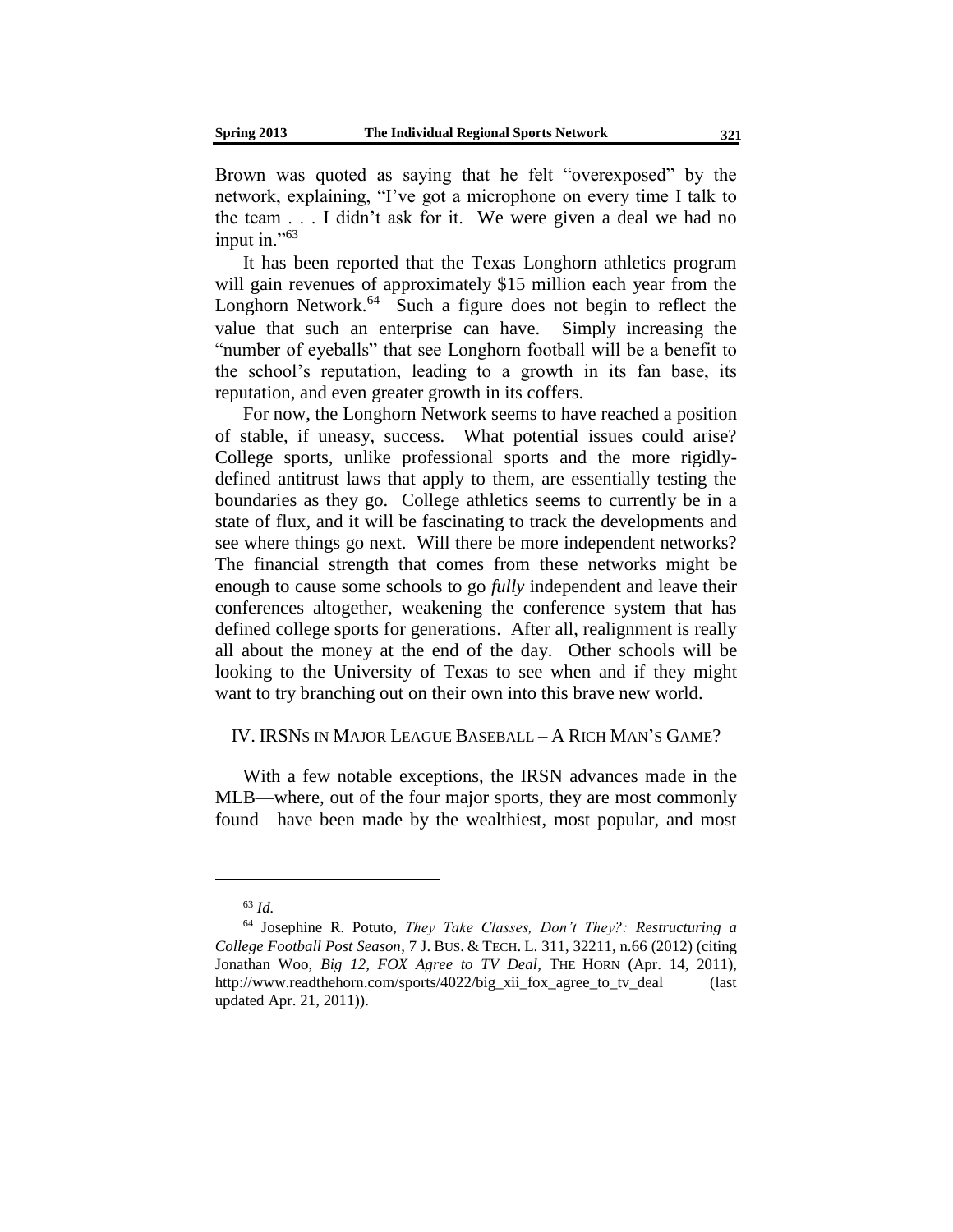Brown was quoted as saying that he felt "overexposed" by the network, explaining, "I've got a microphone on every time I talk to the team . . . I didn't ask for it. We were given a deal we had no input in."[63]

It has been reported that the Texas Longhorn athletics program will gain revenues of approximately $15 million each year from the Longhorn Network.[64] Such a figure does not begin to reflect the value that such an enterprise can have. Simply increasing the "number of eyeballs" that see Longhorn football will be a benefit to the school's reputation, leading to a growth in its fan base, its reputation, and even greater growth in its coffers.

For now, the Longhorn Network seems to have reached a position of stable, if uneasy, success. What potential issues could arise? College sports, unlike professional sports and the more rigidly-defined antitrust laws that apply to them, are essentially testing the boundaries as they go. College athletics seems to currently be in a state of flux, and it will be fascinating to track the developments and see where things go next. Will there be more independent networks? The financial strength that comes from these networks might be enough to cause some schools to go *fully* independent and leave their conferences altogether, weakening the conference system that has defined college sports for generations. After all, realignment is really all about the money at the end of the day. Other schools will be looking to the University of Texas to see when and if they might want to try branching out on their own into this brave new world.

## IV. IRSNs in Major League Baseball – A Rich Man's Game?

With a few notable exceptions, the IRSN advances made in the MLB—where, out of the four major sports, they are most commonly found—have been made by the wealthiest, most popular, and most

---

[63] *Id.*

[64] Josephine R. Potuto, *They Take Classes, Don't They?: Restructuring a College Football Post Season*, 7 J. Bus. & Tech. L. 311, 32211, n.66 (2012) (citing Jonathan Woo, *Big 12, FOX Agree to TV Deal*, The Horn (Apr. 14, 2011), http://www.readthehorn.com/sports/4022/big_xii_fox_agree_to_tv_deal (last updated Apr. 21, 2011)).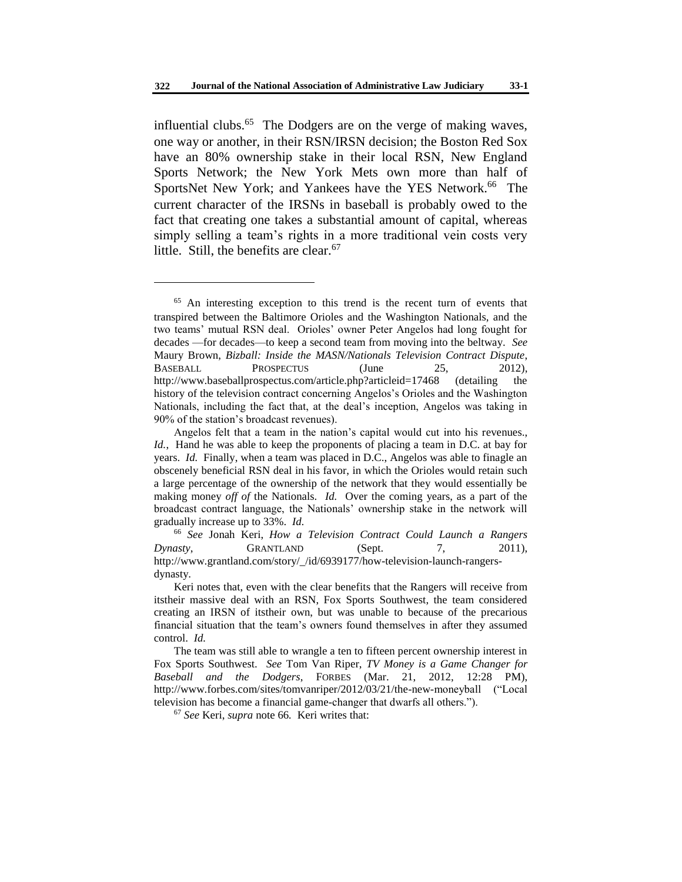influential clubs.[65] The Dodgers are on the verge of making waves, one way or another, in their RSN/IRSN decision; the Boston Red Sox have an 80% ownership stake in their local RSN, New England Sports Network; the New York Mets own more than half of SportsNet New York; and Yankees have the YES Network.[66] The current character of the IRSNs in baseball is probably owed to the fact that creating one takes a substantial amount of capital, whereas simply selling a team's rights in a more traditional vein costs very little. Still, the benefits are clear.[67]

---

[65] An interesting exception to this trend is the recent turn of events that transpired between the Baltimore Orioles and the Washington Nationals, and the two teams' mutual RSN deal. Orioles' owner Peter Angelos had long fought for decades —for decades—to keep a second team from moving into the beltway. *See* Maury Brown, *Bizball: Inside the MASN/Nationals Television Contract Dispute*, BASEBALL PROSPECTUS (June 25, 2012), http://www.baseballprospectus.com/article.php?articleid=17468 (detailing the history of the television contract concerning Angelos's Orioles and the Washington Nationals, including the fact that, at the deal's inception, Angelos was taking in 90% of the station's broadcast revenues).

Angelos felt that a team in the nation's capital would cut into his revenues., *Id.*, Hand he was able to keep the proponents of placing a team in D.C. at bay for years. *Id.* Finally, when a team was placed in D.C., Angelos was able to finagle an obscenely beneficial RSN deal in his favor, in which the Orioles would retain such a large percentage of the ownership of the network that they would essentially be making money *off of* the Nationals. *Id.* Over the coming years, as a part of the broadcast contract language, the Nationals' ownership stake in the network will gradually increase up to 33%. *Id.*

[66] *See* Jonah Keri, *How a Television Contract Could Launch a Rangers Dynasty*, GRANTLAND (Sept. 7, 2011), http://www.grantland.com/story/_/id/6939177/how-television-launch-rangers-dynasty.

Keri notes that, even with the clear benefits that the Rangers will receive from itstheir massive deal with an RSN, Fox Sports Southwest, the team considered creating an IRSN of itstheir own, but was unable to because of the precarious financial situation that the team's owners found themselves in after they assumed control. *Id.*

The team was still able to wrangle a ten to fifteen percent ownership interest in Fox Sports Southwest. *See* Tom Van Riper, *TV Money is a Game Changer for Baseball and the Dodgers*, FORBES (Mar. 21, 2012, 12:28 PM), http://www.forbes.com/sites/tomvanriper/2012/03/21/the-new-moneyball ("Local television has become a financial game-changer that dwarfs all others.").

[67] *See* Keri, *supra* note 66. Keri writes that: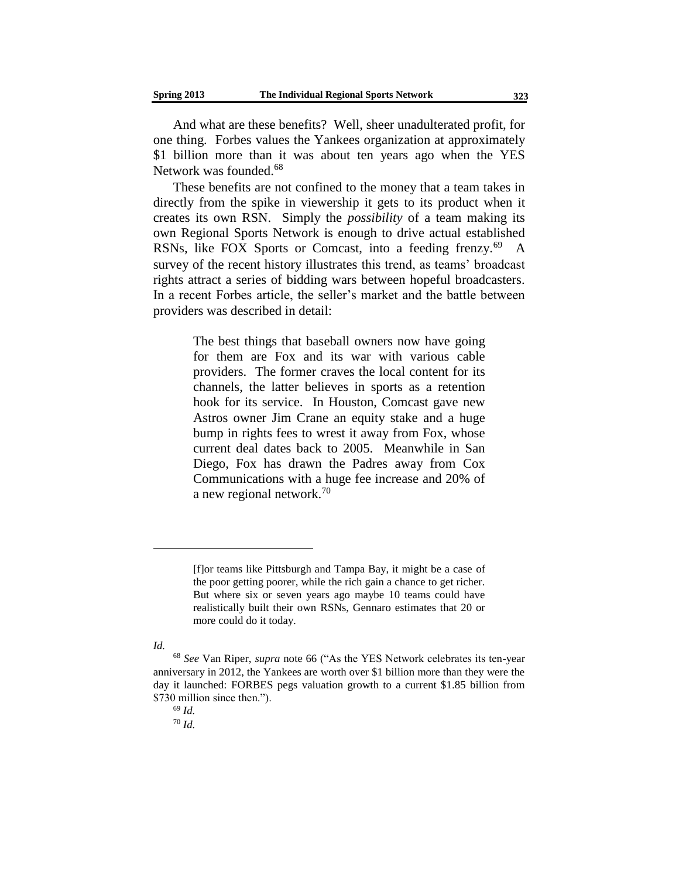And what are these benefits? Well, sheer unadulterated profit, for one thing. Forbes values the Yankees organization at approximately $1 billion more than it was about ten years ago when the YES Network was founded.[68]

These benefits are not confined to the money that a team takes in directly from the spike in viewership it gets to its product when it creates its own RSN. Simply the *possibility* of a team making its own Regional Sports Network is enough to drive actual established RSNs, like FOX Sports or Comcast, into a feeding frenzy.[69] A survey of the recent history illustrates this trend, as teams' broadcast rights attract a series of bidding wars between hopeful broadcasters. In a recent Forbes article, the seller's market and the battle between providers was described in detail:

> The best things that baseball owners now have going for them are Fox and its war with various cable providers. The former craves the local content for its channels, the latter believes in sports as a retention hook for its service. In Houston, Comcast gave new Astros owner Jim Crane an equity stake and a huge bump in rights fees to wrest it away from Fox, whose current deal dates back to 2005. Meanwhile in San Diego, Fox has drawn the Padres away from Cox Communications with a huge fee increase and 20% of a new regional network.[70]

---

> [f]or teams like Pittsburgh and Tampa Bay, it might be a case of the poor getting poorer, while the rich gain a chance to get richer. But where six or seven years ago maybe 10 teams could have realistically built their own RSNs, Gennaro estimates that 20 or more could do it today.

*Id.*

[68] *See* Van Riper, *supra* note 66 ("As the YES Network celebrates its ten-year anniversary in 2012, the Yankees are worth over $1 billion more than they were the day it launched: FORBES pegs valuation growth to a current $1.85 billion from $730 million since then.").

[69] *Id.*

[70] *Id.*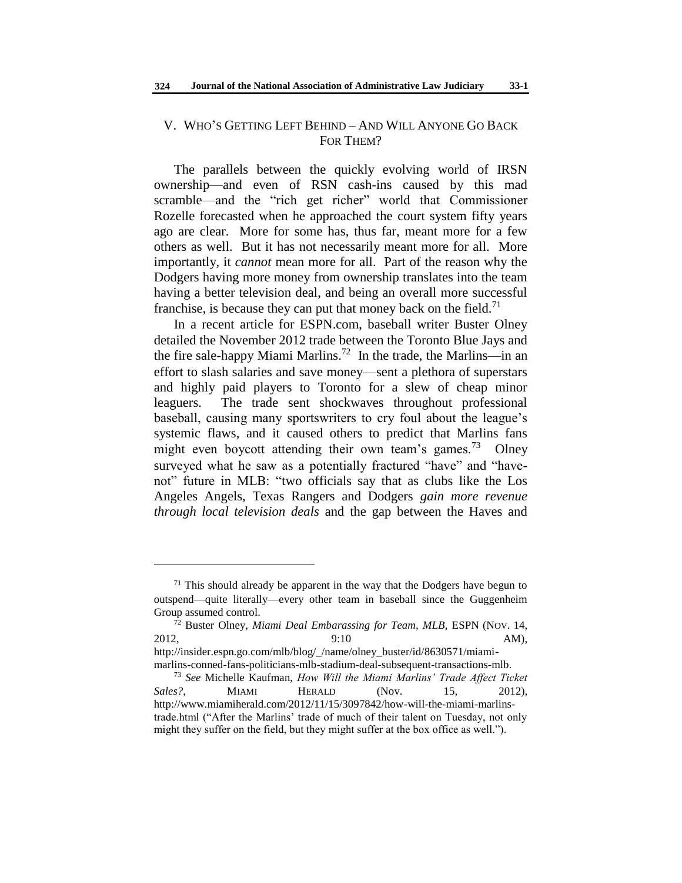## V. WHO'S GETTING LEFT BEHIND – AND WILL ANYONE GO BACK FOR THEM?

The parallels between the quickly evolving world of IRSN ownership—and even of RSN cash-ins caused by this mad scramble—and the "rich get richer" world that Commissioner Rozelle forecasted when he approached the court system fifty years ago are clear. More for some has, thus far, meant more for a few others as well. But it has not necessarily meant more for all. More importantly, it *cannot* mean more for all. Part of the reason why the Dodgers having more money from ownership translates into the team having a better television deal, and being an overall more successful franchise, is because they can put that money back on the field.[71]

In a recent article for ESPN.com, baseball writer Buster Olney detailed the November 2012 trade between the Toronto Blue Jays and the fire sale-happy Miami Marlins.[72] In the trade, the Marlins—in an effort to slash salaries and save money—sent a plethora of superstars and highly paid players to Toronto for a slew of cheap minor leaguers. The trade sent shockwaves throughout professional baseball, causing many sportswriters to cry foul about the league's systemic flaws, and it caused others to predict that Marlins fans might even boycott attending their own team's games.[73] Olney surveyed what he saw as a potentially fractured "have" and "have-not" future in MLB: "two officials say that as clubs like the Los Angeles Angels, Texas Rangers and Dodgers *gain more revenue through local television deals* and the gap between the Haves and

---

[71] This should already be apparent in the way that the Dodgers have begun to outspend—quite literally—every other team in baseball since the Guggenheim Group assumed control.

[72] Buster Olney, *Miami Deal Embarassing for Team, MLB*, ESPN (NOV. 14, 2012, 9:10 AM), http://insider.espn.go.com/mlb/blog/_/name/olney_buster/id/8630571/miami-marlins-conned-fans-politicians-mlb-stadium-deal-subsequent-transactions-mlb.

[73] *See* Michelle Kaufman, *How Will the Miami Marlins' Trade Affect Ticket Sales?*, MIAMI HERALD (Nov. 15, 2012), http://www.miamiherald.com/2012/11/15/3097842/how-will-the-miami-marlins-trade.html ("After the Marlins' trade of much of their talent on Tuesday, not only might they suffer on the field, but they might suffer at the box office as well.").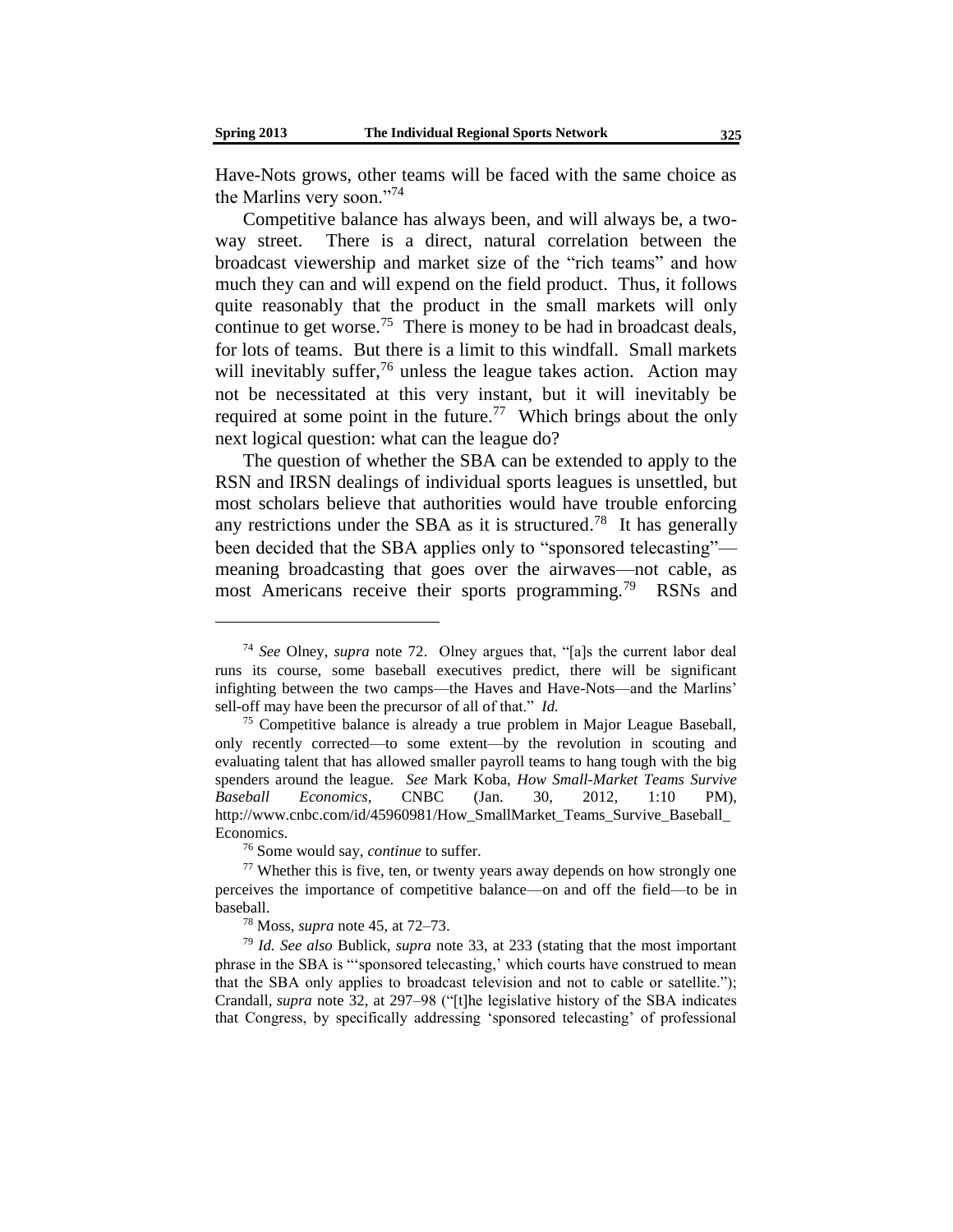Have-Nots grows, other teams will be faced with the same choice as the Marlins very soon."[74]

Competitive balance has always been, and will always be, a two-way street. There is a direct, natural correlation between the broadcast viewership and market size of the "rich teams" and how much they can and will expend on the field product. Thus, it follows quite reasonably that the product in the small markets will only continue to get worse.[75] There is money to be had in broadcast deals, for lots of teams. But there is a limit to this windfall. Small markets will inevitably suffer,[76] unless the league takes action. Action may not be necessitated at this very instant, but it will inevitably be required at some point in the future.[77] Which brings about the only next logical question: what can the league do?

The question of whether the SBA can be extended to apply to the RSN and IRSN dealings of individual sports leagues is unsettled, but most scholars believe that authorities would have trouble enforcing any restrictions under the SBA as it is structured.[78] It has generally been decided that the SBA applies only to "sponsored telecasting"—meaning broadcasting that goes over the airwaves—not cable, as most Americans receive their sports programming.[79] RSNs and

---

[74] *See* Olney, *supra* note 72. Olney argues that, "[a]s the current labor deal runs its course, some baseball executives predict, there will be significant infighting between the two camps—the Haves and Have-Nots—and the Marlins' sell-off may have been the precursor of all of that." *Id.*

[75] Competitive balance is already a true problem in Major League Baseball, only recently corrected—to some extent—by the revolution in scouting and evaluating talent that has allowed smaller payroll teams to hang tough with the big spenders around the league. *See* Mark Koba, *How Small-Market Teams Survive Baseball Economics*, CNBC (Jan. 30, 2012, 1:10 PM), http://www.cnbc.com/id/45960981/How_SmallMarket_Teams_Survive_Baseball_Economics.

[76] Some would say, *continue* to suffer.

[77] Whether this is five, ten, or twenty years away depends on how strongly one perceives the importance of competitive balance—on and off the field—to be in baseball.

[78] Moss, *supra* note 45, at 72–73.

[79] *Id. See also* Bublick, *supra* note 33, at 233 (stating that the most important phrase in the SBA is "'sponsored telecasting,' which courts have construed to mean that the SBA only applies to broadcast television and not to cable or satellite."); Crandall, *supra* note 32, at 297–98 ("[t]he legislative history of the SBA indicates that Congress, by specifically addressing 'sponsored telecasting' of professional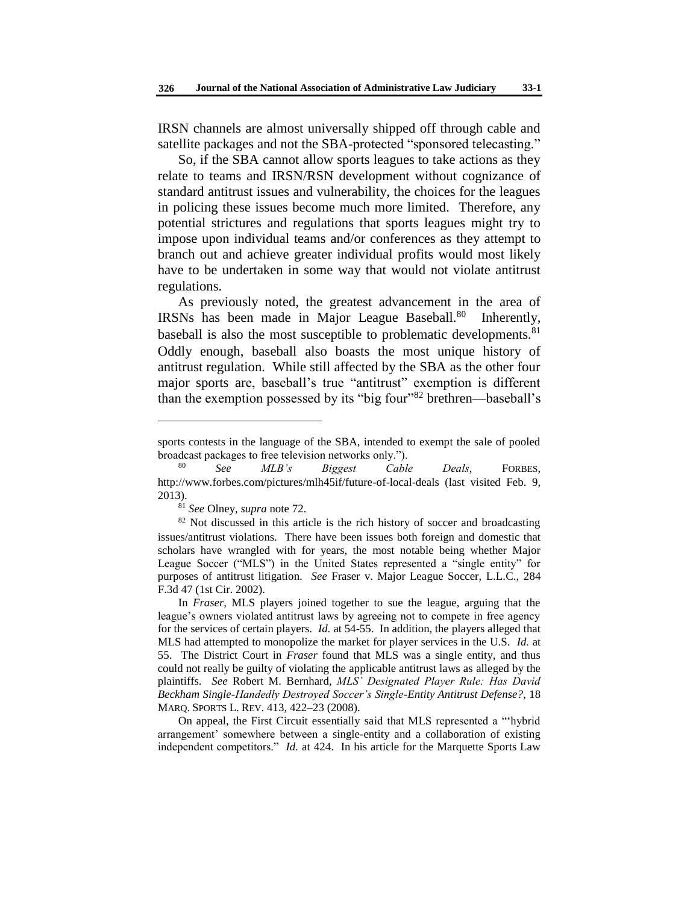IRSN channels are almost universally shipped off through cable and satellite packages and not the SBA-protected "sponsored telecasting."

So, if the SBA cannot allow sports leagues to take actions as they relate to teams and IRSN/RSN development without cognizance of standard antitrust issues and vulnerability, the choices for the leagues in policing these issues become much more limited. Therefore, any potential strictures and regulations that sports leagues might try to impose upon individual teams and/or conferences as they attempt to branch out and achieve greater individual profits would most likely have to be undertaken in some way that would not violate antitrust regulations.

As previously noted, the greatest advancement in the area of IRSNs has been made in Major League Baseball.[80] Inherently, baseball is also the most susceptible to problematic developments.[81] Oddly enough, baseball also boasts the most unique history of antitrust regulation. While still affected by the SBA as the other four major sports are, baseball's true "antitrust" exemption is different than the exemption possessed by its "big four"[82] brethren—baseball's

---

sports contests in the language of the SBA, intended to exempt the sale of pooled broadcast packages to free television networks only.").

[80] *See MLB's Biggest Cable Deals*, FORBES, http://www.forbes.com/pictures/mlh45if/future-of-local-deals (last visited Feb. 9, 2013).

[81] *See* Olney, *supra* note 72.

[82] Not discussed in this article is the rich history of soccer and broadcasting issues/antitrust violations. There have been issues both foreign and domestic that scholars have wrangled with for years, the most notable being whether Major League Soccer ("MLS") in the United States represented a "single entity" for purposes of antitrust litigation. *See* Fraser v. Major League Soccer, L.L.C., 284 F.3d 47 (1st Cir. 2002).

In *Fraser*, MLS players joined together to sue the league, arguing that the league's owners violated antitrust laws by agreeing not to compete in free agency for the services of certain players. *Id.* at 54-55. In addition, the players alleged that MLS had attempted to monopolize the market for player services in the U.S. *Id.* at 55. The District Court in *Fraser* found that MLS was a single entity, and thus could not really be guilty of violating the applicable antitrust laws as alleged by the plaintiffs. *See* Robert M. Bernhard, *MLS' Designated Player Rule: Has David Beckham Single-Handedly Destroyed Soccer's Single-Entity Antitrust Defense?*, 18 MARQ. SPORTS L. REV. 413, 422–23 (2008).

On appeal, the First Circuit essentially said that MLS represented a "'hybrid arrangement' somewhere between a single-entity and a collaboration of existing independent competitors." *Id.* at 424. In his article for the Marquette Sports Law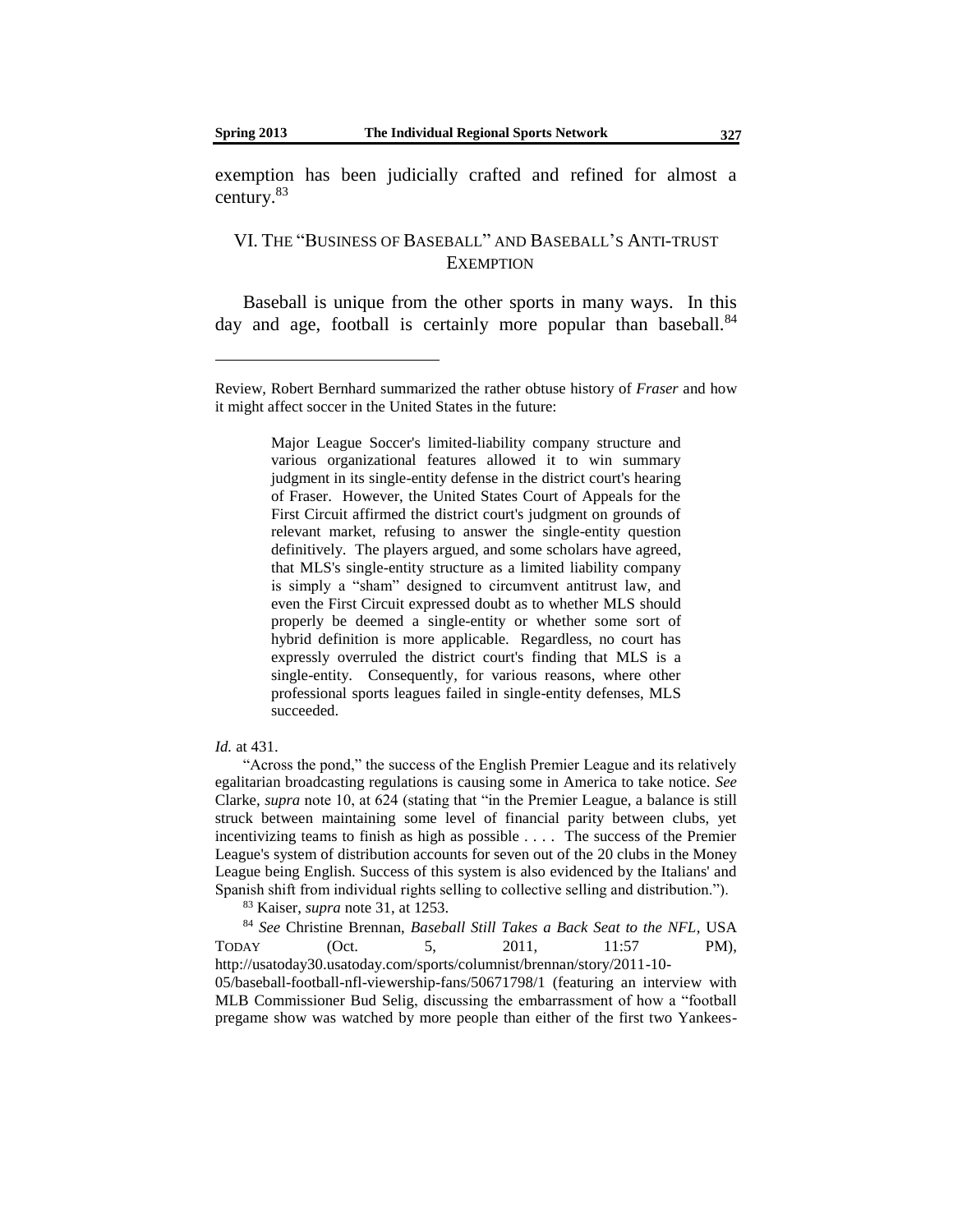exemption has been judicially crafted and refined for almost a century.[83]

## VI. THE "BUSINESS OF BASEBALL" AND BASEBALL'S ANTI-TRUST EXEMPTION

Baseball is unique from the other sports in many ways. In this day and age, football is certainly more popular than baseball.[84]

---

Review, Robert Bernhard summarized the rather obtuse history of *Fraser* and how it might affect soccer in the United States in the future:

> Major League Soccer's limited-liability company structure and various organizational features allowed it to win summary judgment in its single-entity defense in the district court's hearing of Fraser. However, the United States Court of Appeals for the First Circuit affirmed the district court's judgment on grounds of relevant market, refusing to answer the single-entity question definitively. The players argued, and some scholars have agreed, that MLS's single-entity structure as a limited liability company is simply a "sham" designed to circumvent antitrust law, and even the First Circuit expressed doubt as to whether MLS should properly be deemed a single-entity or whether some sort of hybrid definition is more applicable. Regardless, no court has expressly overruled the district court's finding that MLS is a single-entity. Consequently, for various reasons, where other professional sports leagues failed in single-entity defenses, MLS succeeded.

*Id.* at 431.

"Across the pond," the success of the English Premier League and its relatively egalitarian broadcasting regulations is causing some in America to take notice. *See* Clarke, *supra* note 10, at 624 (stating that "in the Premier League, a balance is still struck between maintaining some level of financial parity between clubs, yet incentivizing teams to finish as high as possible . . . . The success of the Premier League's system of distribution accounts for seven out of the 20 clubs in the Money League being English. Success of this system is also evidenced by the Italians' and Spanish shift from individual rights selling to collective selling and distribution.").

[83] Kaiser, *supra* note 31, at 1253.

[84] *See* Christine Brennan, *Baseball Still Takes a Back Seat to the NFL*, USA TODAY (Oct. 5, 2011, 11:57 PM), http://usatoday30.usatoday.com/sports/columnist/brennan/story/2011-10-05/baseball-football-nfl-viewership-fans/50671798/1 (featuring an interview with MLB Commissioner Bud Selig, discussing the embarrassment of how a "football pregame show was watched by more people than either of the first two Yankees-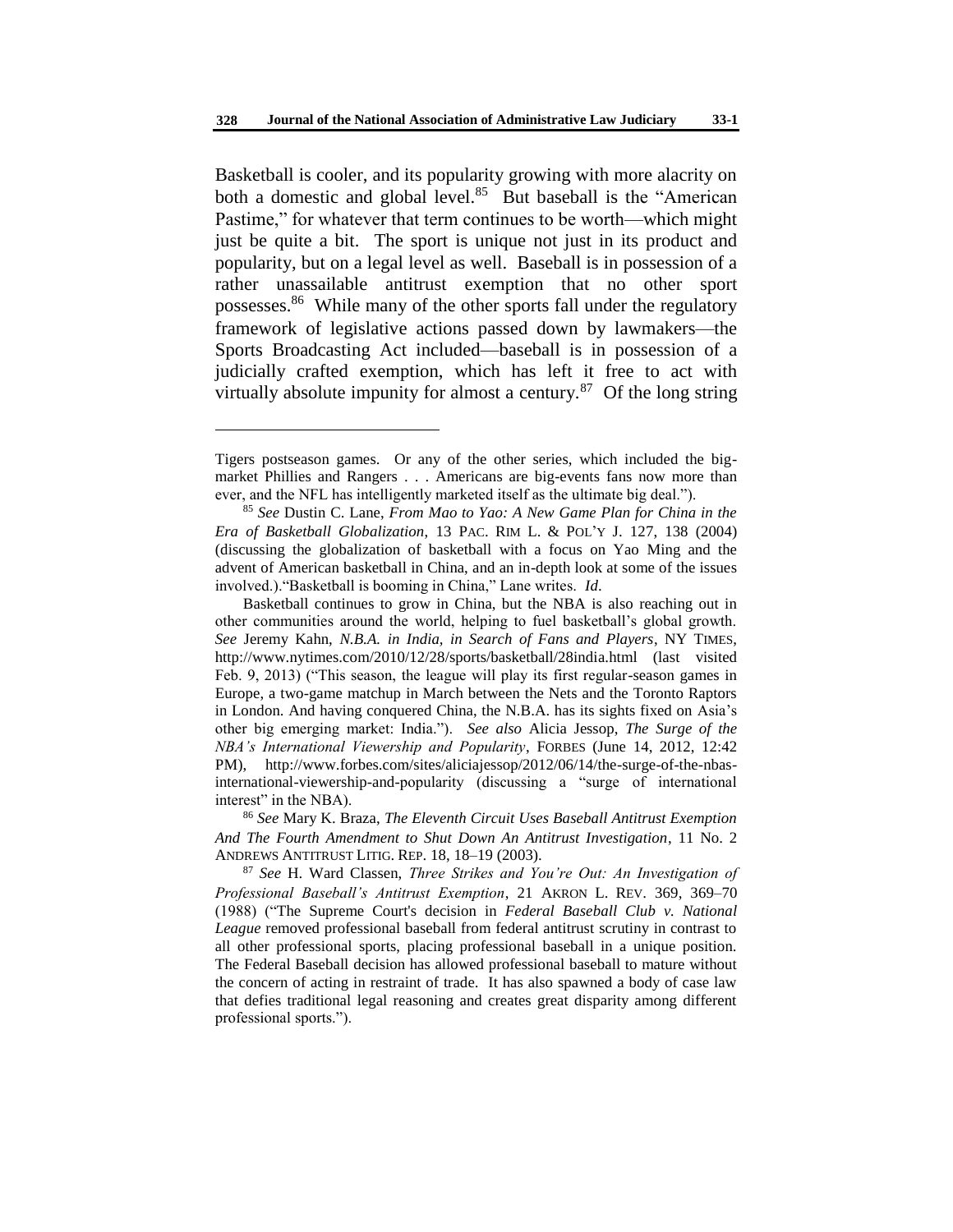Basketball is cooler, and its popularity growing with more alacrity on both a domestic and global level.[85] But baseball is the "American Pastime," for whatever that term continues to be worth—which might just be quite a bit. The sport is unique not just in its product and popularity, but on a legal level as well. Baseball is in possession of a rather unassailable antitrust exemption that no other sport possesses.[86] While many of the other sports fall under the regulatory framework of legislative actions passed down by lawmakers—the Sports Broadcasting Act included—baseball is in possession of a judicially crafted exemption, which has left it free to act with virtually absolute impunity for almost a century.[87] Of the long string

---

Tigers postseason games. Or any of the other series, which included the big-market Phillies and Rangers . . . Americans are big-events fans now more than ever, and the NFL has intelligently marketed itself as the ultimate big deal.").

[85] *See* Dustin C. Lane, *From Mao to Yao: A New Game Plan for China in the Era of Basketball Globalization*, 13 PAC. RIM L. & POL'Y J. 127, 138 (2004) (discussing the globalization of basketball with a focus on Yao Ming and the advent of American basketball in China, and an in-depth look at some of the issues involved.)."Basketball is booming in China," Lane writes. *Id*.

Basketball continues to grow in China, but the NBA is also reaching out in other communities around the world, helping to fuel basketball's global growth. *See* Jeremy Kahn, *N.B.A. in India, in Search of Fans and Players*, NY TIMES, http://www.nytimes.com/2010/12/28/sports/basketball/28india.html (last visited Feb. 9, 2013) ("This season, the league will play its first regular-season games in Europe, a two-game matchup in March between the Nets and the Toronto Raptors in London. And having conquered China, the N.B.A. has its sights fixed on Asia's other big emerging market: India."). *See also* Alicia Jessop, *The Surge of the NBA's International Viewership and Popularity*, FORBES (June 14, 2012, 12:42 PM), http://www.forbes.com/sites/aliciajessop/2012/06/14/the-surge-of-the-nbas-international-viewership-and-popularity (discussing a "surge of international interest" in the NBA).

[86] *See* Mary K. Braza, *The Eleventh Circuit Uses Baseball Antitrust Exemption And The Fourth Amendment to Shut Down An Antitrust Investigation*, 11 No. 2 ANDREWS ANTITRUST LITIG. REP. 18, 18–19 (2003).

[87] *See* H. Ward Classen, *Three Strikes and You're Out: An Investigation of Professional Baseball's Antitrust Exemption*, 21 AKRON L. REV. 369, 369–70 (1988) ("The Supreme Court's decision in *Federal Baseball Club v. National League* removed professional baseball from federal antitrust scrutiny in contrast to all other professional sports, placing professional baseball in a unique position. The Federal Baseball decision has allowed professional baseball to mature without the concern of acting in restraint of trade. It has also spawned a body of case law that defies traditional legal reasoning and creates great disparity among different professional sports.").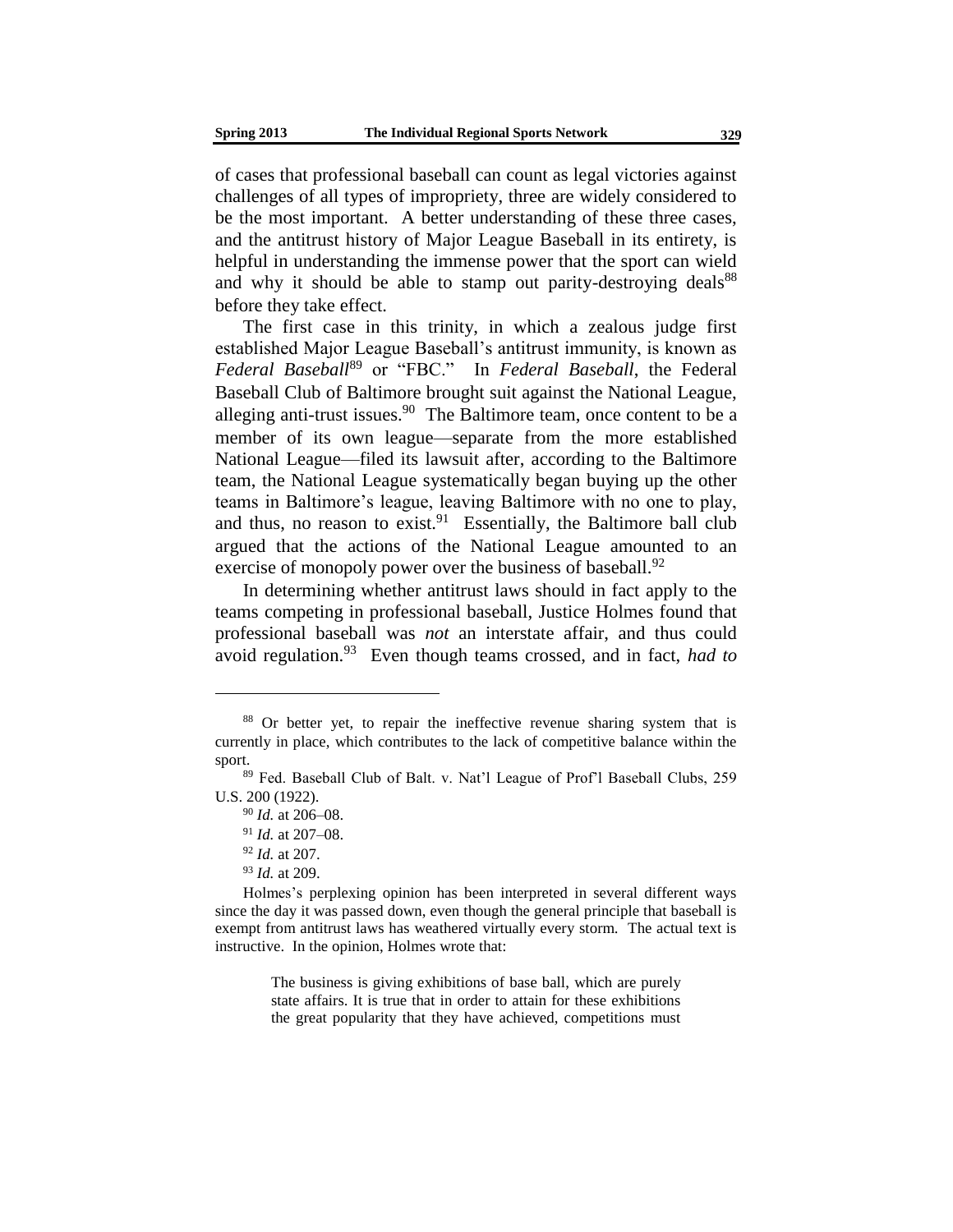of cases that professional baseball can count as legal victories against challenges of all types of impropriety, three are widely considered to be the most important. A better understanding of these three cases, and the antitrust history of Major League Baseball in its entirety, is helpful in understanding the immense power that the sport can wield and why it should be able to stamp out parity-destroying deals[88] before they take effect.

The first case in this trinity, in which a zealous judge first established Major League Baseball's antitrust immunity, is known as *Federal Baseball*[89] or "FBC." In *Federal Baseball*, the Federal Baseball Club of Baltimore brought suit against the National League, alleging anti-trust issues.[90] The Baltimore team, once content to be a member of its own league—separate from the more established National League—filed its lawsuit after, according to the Baltimore team, the National League systematically began buying up the other teams in Baltimore's league, leaving Baltimore with no one to play, and thus, no reason to exist.[91] Essentially, the Baltimore ball club argued that the actions of the National League amounted to an exercise of monopoly power over the business of baseball.[92]

In determining whether antitrust laws should in fact apply to the teams competing in professional baseball, Justice Holmes found that professional baseball was *not* an interstate affair, and thus could avoid regulation.[93] Even though teams crossed, and in fact, *had to*

---

[88] Or better yet, to repair the ineffective revenue sharing system that is currently in place, which contributes to the lack of competitive balance within the sport.

[89] Fed. Baseball Club of Balt. v. Nat'l League of Prof'l Baseball Clubs, 259 U.S. 200 (1922).

[90] *Id.* at 206–08.

[91] *Id.* at 207–08.

[92] *Id.* at 207.

[93] *Id.* at 209.

Holmes's perplexing opinion has been interpreted in several different ways since the day it was passed down, even though the general principle that baseball is exempt from antitrust laws has weathered virtually every storm. The actual text is instructive. In the opinion, Holmes wrote that:

> The business is giving exhibitions of base ball, which are purely state affairs. It is true that in order to attain for these exhibitions the great popularity that they have achieved, competitions must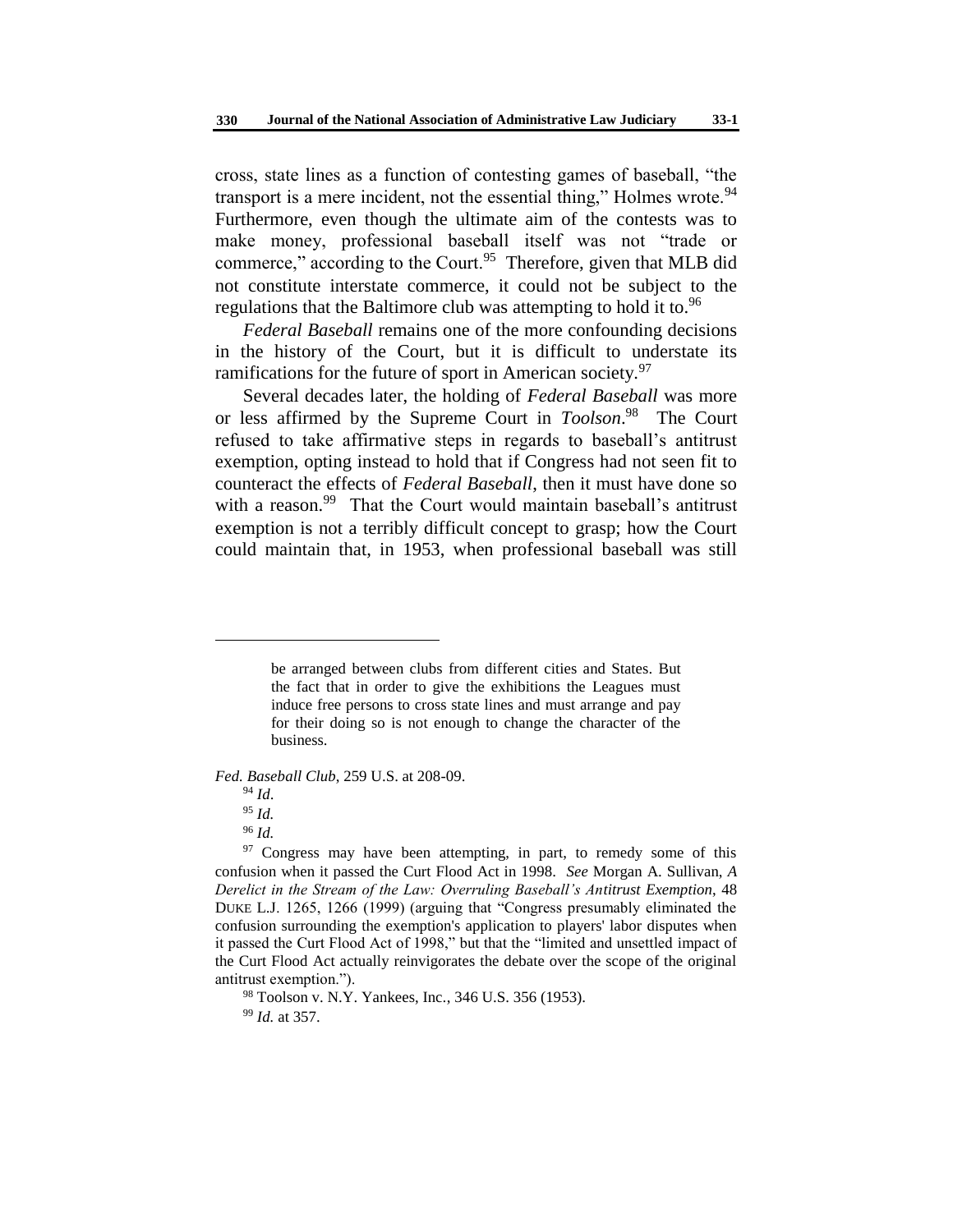cross, state lines as a function of contesting games of baseball, "the transport is a mere incident, not the essential thing," Holmes wrote.[94] Furthermore, even though the ultimate aim of the contests was to make money, professional baseball itself was not "trade or commerce," according to the Court.[95] Therefore, given that MLB did not constitute interstate commerce, it could not be subject to the regulations that the Baltimore club was attempting to hold it to.[96]

*Federal Baseball* remains one of the more confounding decisions in the history of the Court, but it is difficult to understate its ramifications for the future of sport in American society.[97]

Several decades later, the holding of *Federal Baseball* was more or less affirmed by the Supreme Court in *Toolson*.[98] The Court refused to take affirmative steps in regards to baseball's antitrust exemption, opting instead to hold that if Congress had not seen fit to counteract the effects of *Federal Baseball*, then it must have done so with a reason.[99] That the Court would maintain baseball's antitrust exemption is not a terribly difficult concept to grasp; how the Court could maintain that, in 1953, when professional baseball was still

---

> be arranged between clubs from different cities and States. But the fact that in order to give the exhibitions the Leagues must induce free persons to cross state lines and must arrange and pay for their doing so is not enough to change the character of the business.

*Fed. Baseball Club*, 259 U.S. at 208-09.

[94] *Id.*

[95] *Id.*

[96] *Id.*

[97] Congress may have been attempting, in part, to remedy some of this confusion when it passed the Curt Flood Act in 1998. *See* Morgan A. Sullivan, *A Derelict in the Stream of the Law: Overruling Baseball's Antitrust Exemption*, 48 DUKE L.J. 1265, 1266 (1999) (arguing that "Congress presumably eliminated the confusion surrounding the exemption's application to players' labor disputes when it passed the Curt Flood Act of 1998," but that the "limited and unsettled impact of the Curt Flood Act actually reinvigorates the debate over the scope of the original antitrust exemption.").

[98] Toolson v. N.Y. Yankees, Inc., 346 U.S. 356 (1953).

[99] *Id.* at 357.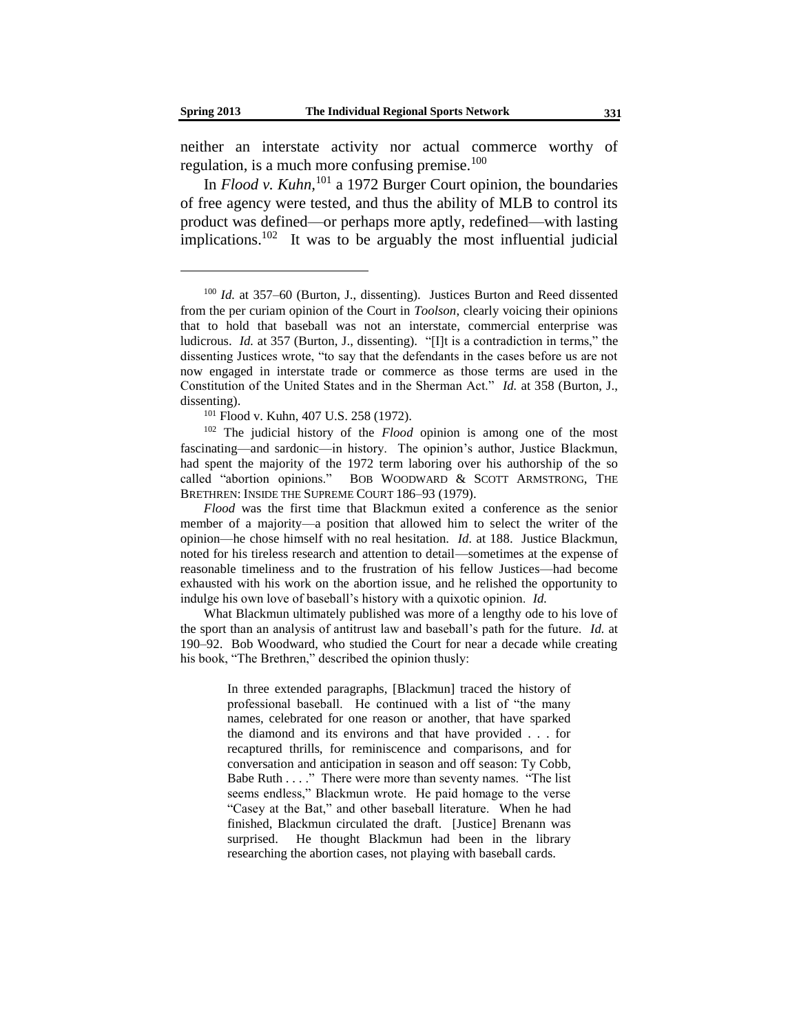neither an interstate activity nor actual commerce worthy of regulation, is a much more confusing premise.[100]

In *Flood v. Kuhn*,[101] a 1972 Burger Court opinion, the boundaries of free agency were tested, and thus the ability of MLB to control its product was defined—or perhaps more aptly, redefined—with lasting implications.[102] It was to be arguably the most influential judicial

---

[100] *Id.* at 357–60 (Burton, J., dissenting). Justices Burton and Reed dissented from the per curiam opinion of the Court in *Toolson*, clearly voicing their opinions that to hold that baseball was not an interstate, commercial enterprise was ludicrous. *Id.* at 357 (Burton, J., dissenting). "[I]t is a contradiction in terms," the dissenting Justices wrote, "to say that the defendants in the cases before us are not now engaged in interstate trade or commerce as those terms are used in the Constitution of the United States and in the Sherman Act." *Id.* at 358 (Burton, J., dissenting).

[101] Flood v. Kuhn, 407 U.S. 258 (1972).

[102] The judicial history of the *Flood* opinion is among one of the most fascinating—and sardonic—in history. The opinion's author, Justice Blackmun, had spent the majority of the 1972 term laboring over his authorship of the so called "abortion opinions." BOB WOODWARD & SCOTT ARMSTRONG, THE BRETHREN: INSIDE THE SUPREME COURT 186–93 (1979).

*Flood* was the first time that Blackmun exited a conference as the senior member of a majority—a position that allowed him to select the writer of the opinion—he chose himself with no real hesitation. *Id.* at 188. Justice Blackmun, noted for his tireless research and attention to detail—sometimes at the expense of reasonable timeliness and to the frustration of his fellow Justices—had become exhausted with his work on the abortion issue, and he relished the opportunity to indulge his own love of baseball's history with a quixotic opinion. *Id.*

What Blackmun ultimately published was more of a lengthy ode to his love of the sport than an analysis of antitrust law and baseball's path for the future. *Id.* at 190–92. Bob Woodward, who studied the Court for near a decade while creating his book, "The Brethren," described the opinion thusly:

> In three extended paragraphs, [Blackmun] traced the history of professional baseball. He continued with a list of "the many names, celebrated for one reason or another, that have sparked the diamond and its environs and that have provided . . . for recaptured thrills, for reminiscence and comparisons, and for conversation and anticipation in season and off season: Ty Cobb, Babe Ruth . . . ." There were more than seventy names. "The list seems endless," Blackmun wrote. He paid homage to the verse "Casey at the Bat," and other baseball literature. When he had finished, Blackmun circulated the draft. [Justice] Brenann was surprised. He thought Blackmun had been in the library researching the abortion cases, not playing with baseball cards.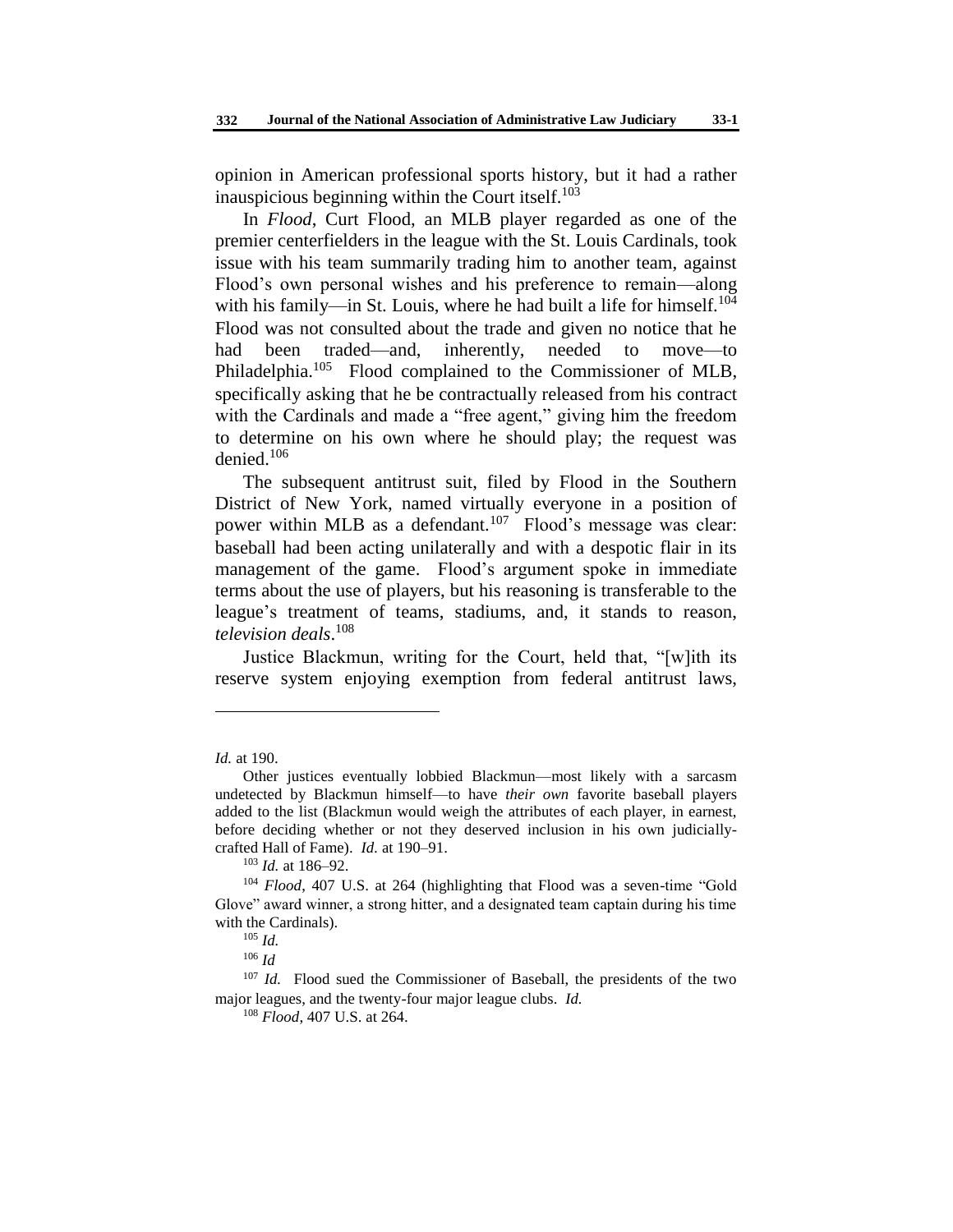opinion in American professional sports history, but it had a rather inauspicious beginning within the Court itself.[103]

In *Flood*, Curt Flood, an MLB player regarded as one of the premier centerfielders in the league with the St. Louis Cardinals, took issue with his team summarily trading him to another team, against Flood's own personal wishes and his preference to remain—along with his family—in St. Louis, where he had built a life for himself.[104] Flood was not consulted about the trade and given no notice that he had been traded—and, inherently, needed to move—to Philadelphia.[105] Flood complained to the Commissioner of MLB, specifically asking that he be contractually released from his contract with the Cardinals and made a "free agent," giving him the freedom to determine on his own where he should play; the request was denied.[106]

The subsequent antitrust suit, filed by Flood in the Southern District of New York, named virtually everyone in a position of power within MLB as a defendant.[107] Flood's message was clear: baseball had been acting unilaterally and with a despotic flair in its management of the game. Flood's argument spoke in immediate terms about the use of players, but his reasoning is transferable to the league's treatment of teams, stadiums, and, it stands to reason, *television deals*.[108]

Justice Blackmun, writing for the Court, held that, "[w]ith its reserve system enjoying exemption from federal antitrust laws,

---

*Id.* at 190.

Other justices eventually lobbied Blackmun—most likely with a sarcasm undetected by Blackmun himself—to have *their own* favorite baseball players added to the list (Blackmun would weigh the attributes of each player, in earnest, before deciding whether or not they deserved inclusion in his own judicially-crafted Hall of Fame). *Id.* at 190–91.

[103] *Id.* at 186–92.

[104] *Flood*, 407 U.S. at 264 (highlighting that Flood was a seven-time "Gold Glove" award winner, a strong hitter, and a designated team captain during his time with the Cardinals).

[105] *Id.*

[106] *Id*

[107] *Id.* Flood sued the Commissioner of Baseball, the presidents of the two major leagues, and the twenty-four major league clubs. *Id.*

[108] *Flood*, 407 U.S. at 264.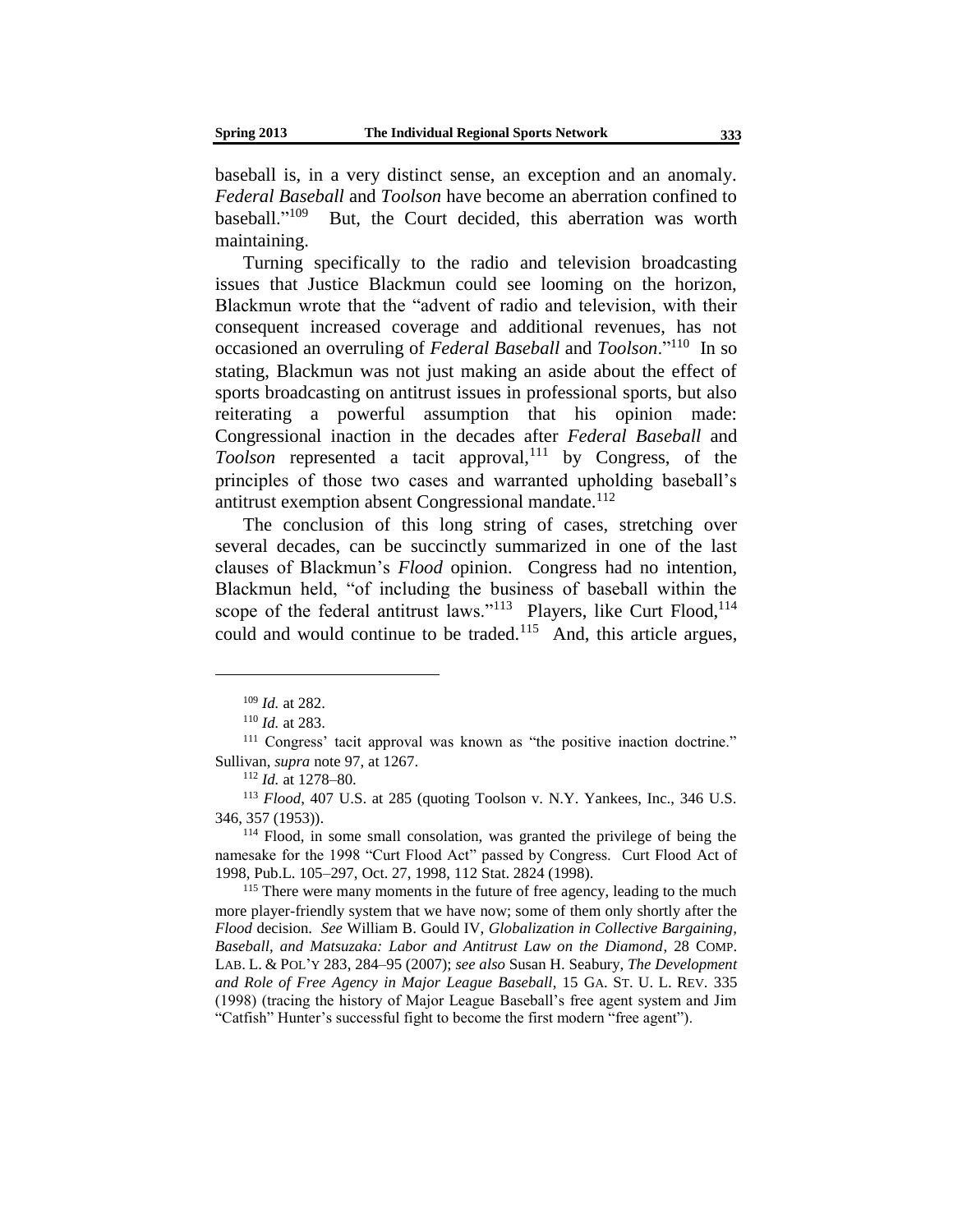baseball is, in a very distinct sense, an exception and an anomaly. *Federal Baseball* and *Toolson* have become an aberration confined to baseball."[109] But, the Court decided, this aberration was worth maintaining.

Turning specifically to the radio and television broadcasting issues that Justice Blackmun could see looming on the horizon, Blackmun wrote that the "advent of radio and television, with their consequent increased coverage and additional revenues, has not occasioned an overruling of *Federal Baseball* and *Toolson*."[110] In so stating, Blackmun was not just making an aside about the effect of sports broadcasting on antitrust issues in professional sports, but also reiterating a powerful assumption that his opinion made: Congressional inaction in the decades after *Federal Baseball* and *Toolson* represented a tacit approval,[111] by Congress, of the principles of those two cases and warranted upholding baseball's antitrust exemption absent Congressional mandate.[112]

The conclusion of this long string of cases, stretching over several decades, can be succinctly summarized in one of the last clauses of Blackmun's *Flood* opinion. Congress had no intention, Blackmun held, "of including the business of baseball within the scope of the federal antitrust laws."[113] Players, like Curt Flood,[114] could and would continue to be traded.[115] And, this article argues,

---

[109] *Id.* at 282.

[110] *Id.* at 283.

[111] Congress' tacit approval was known as "the positive inaction doctrine." Sullivan, *supra* note 97, at 1267.

[112] *Id.* at 1278–80.

[113] *Flood*, 407 U.S. at 285 (quoting Toolson v. N.Y. Yankees, Inc., 346 U.S. 346, 357 (1953)).

[114] Flood, in some small consolation, was granted the privilege of being the namesake for the 1998 "Curt Flood Act" passed by Congress. Curt Flood Act of 1998, Pub.L. 105–297, Oct. 27, 1998, 112 Stat. 2824 (1998).

[115] There were many moments in the future of free agency, leading to the much more player-friendly system that we have now; some of them only shortly after the *Flood* decision. *See* William B. Gould IV, *Globalization in Collective Bargaining, Baseball, and Matsuzaka: Labor and Antitrust Law on the Diamond*, 28 COMP. LAB. L. & POL'Y 283, 284–95 (2007); *see also* Susan H. Seabury, *The Development and Role of Free Agency in Major League Baseball*, 15 GA. ST. U. L. REV. 335 (1998) (tracing the history of Major League Baseball's free agent system and Jim "Catfish" Hunter's successful fight to become the first modern "free agent").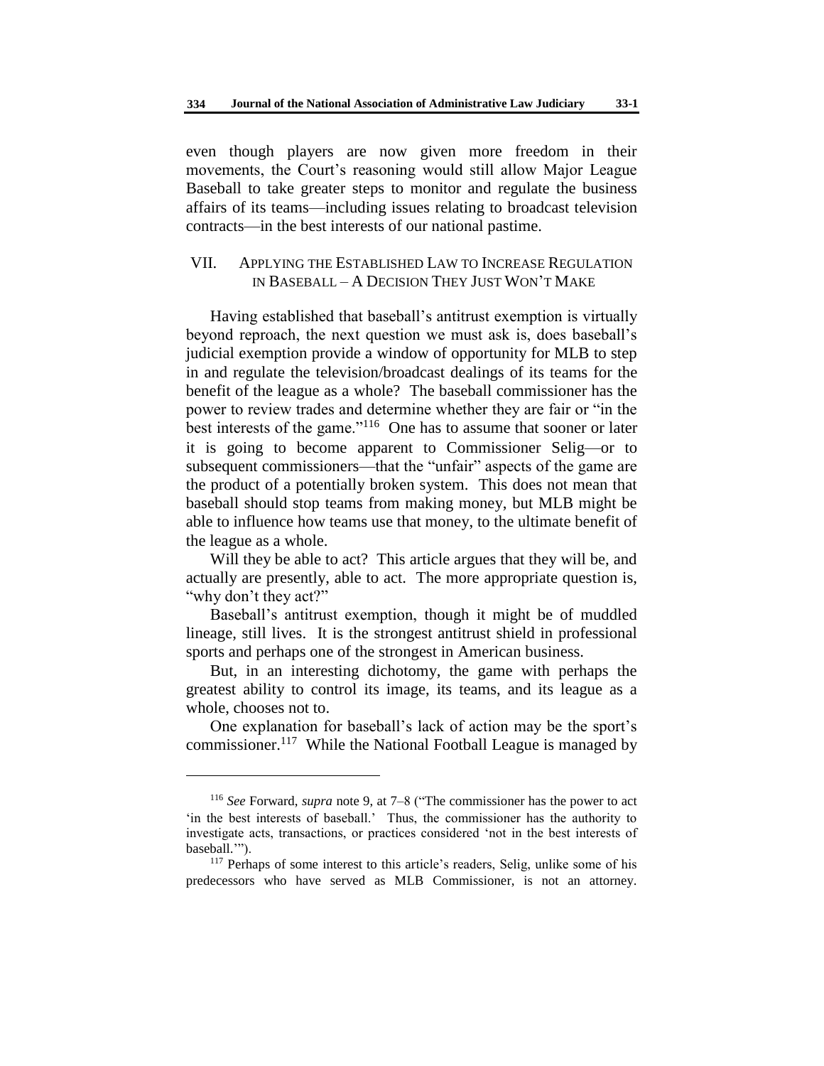even though players are now given more freedom in their movements, the Court's reasoning would still allow Major League Baseball to take greater steps to monitor and regulate the business affairs of its teams—including issues relating to broadcast television contracts—in the best interests of our national pastime.

## VII. APPLYING THE ESTABLISHED LAW TO INCREASE REGULATION IN BASEBALL – A DECISION THEY JUST WON'T MAKE

Having established that baseball's antitrust exemption is virtually beyond reproach, the next question we must ask is, does baseball's judicial exemption provide a window of opportunity for MLB to step in and regulate the television/broadcast dealings of its teams for the benefit of the league as a whole? The baseball commissioner has the power to review trades and determine whether they are fair or "in the best interests of the game."[116] One has to assume that sooner or later it is going to become apparent to Commissioner Selig—or to subsequent commissioners—that the "unfair" aspects of the game are the product of a potentially broken system. This does not mean that baseball should stop teams from making money, but MLB might be able to influence how teams use that money, to the ultimate benefit of the league as a whole.

Will they be able to act? This article argues that they will be, and actually are presently, able to act. The more appropriate question is, "why don't they act?"

Baseball's antitrust exemption, though it might be of muddled lineage, still lives. It is the strongest antitrust shield in professional sports and perhaps one of the strongest in American business.

But, in an interesting dichotomy, the game with perhaps the greatest ability to control its image, its teams, and its league as a whole, chooses not to.

One explanation for baseball's lack of action may be the sport's commissioner.[117] While the National Football League is managed by

---

[116] *See* Forward, *supra* note 9, at 7–8 ("The commissioner has the power to act 'in the best interests of baseball.' Thus, the commissioner has the authority to investigate acts, transactions, or practices considered 'not in the best interests of baseball.'").

[117] Perhaps of some interest to this article's readers, Selig, unlike some of his predecessors who have served as MLB Commissioner, is not an attorney.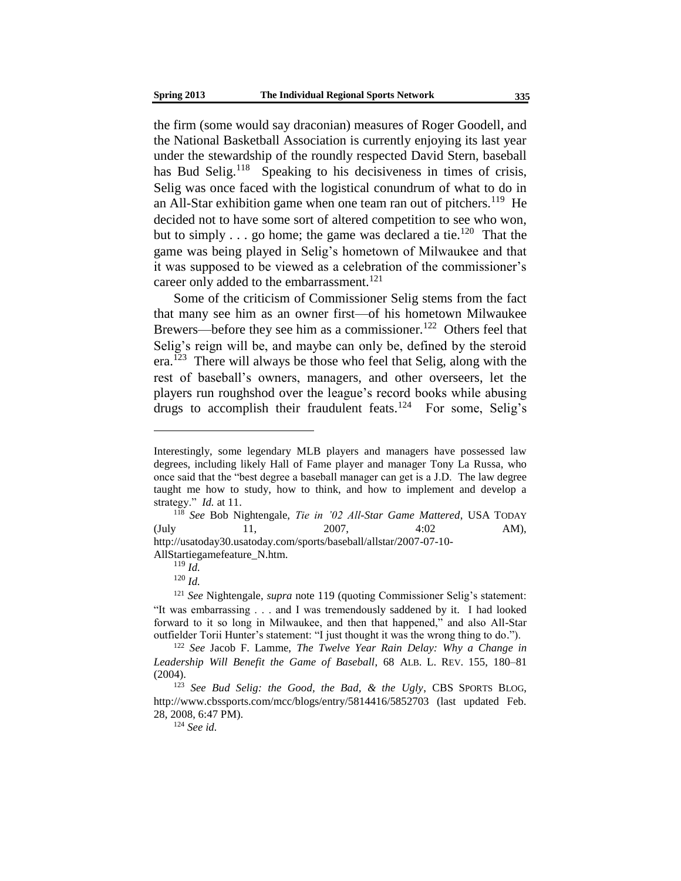the firm (some would say draconian) measures of Roger Goodell, and the National Basketball Association is currently enjoying its last year under the stewardship of the roundly respected David Stern, baseball has Bud Selig.[118] Speaking to his decisiveness in times of crisis, Selig was once faced with the logistical conundrum of what to do in an All-Star exhibition game when one team ran out of pitchers.[119] He decided not to have some sort of altered competition to see who won, but to simply . . . go home; the game was declared a tie.[120] That the game was being played in Selig's hometown of Milwaukee and that it was supposed to be viewed as a celebration of the commissioner's career only added to the embarrassment.[121]

Some of the criticism of Commissioner Selig stems from the fact that many see him as an owner first—of his hometown Milwaukee Brewers—before they see him as a commissioner.[122] Others feel that Selig's reign will be, and maybe can only be, defined by the steroid era.[123] There will always be those who feel that Selig, along with the rest of baseball's owners, managers, and other overseers, let the players run roughshod over the league's record books while abusing drugs to accomplish their fraudulent feats.[124] For some, Selig's

---

Interestingly, some legendary MLB players and managers have possessed law degrees, including likely Hall of Fame player and manager Tony La Russa, who once said that the "best degree a baseball manager can get is a J.D. The law degree taught me how to study, how to think, and how to implement and develop a strategy." *Id.* at 11.

[118] *See* Bob Nightengale, *Tie in '02 All-Star Game Mattered*, USA TODAY (July 11, 2007, 4:02 AM), http://usatoday30.usatoday.com/sports/baseball/allstar/2007-07-10-AllStartiegamefeature_N.htm.

[119] *Id.*

[120] *Id.*

[121] *See* Nightengale, *supra* note 119 (quoting Commissioner Selig's statement: "It was embarrassing . . . and I was tremendously saddened by it. I had looked forward to it so long in Milwaukee, and then that happened," and also All-Star outfielder Torii Hunter's statement: "I just thought it was the wrong thing to do.").

[122] *See* Jacob F. Lamme, *The Twelve Year Rain Delay: Why a Change in Leadership Will Benefit the Game of Baseball*, 68 ALB. L. REV. 155, 180–81 (2004).

[123] *See Bud Selig: the Good, the Bad, & the Ugly*, CBS SPORTS BLOG, http://www.cbssports.com/mcc/blogs/entry/5814416/5852703 (last updated Feb. 28, 2008, 6:47 PM).

[124] *See id.*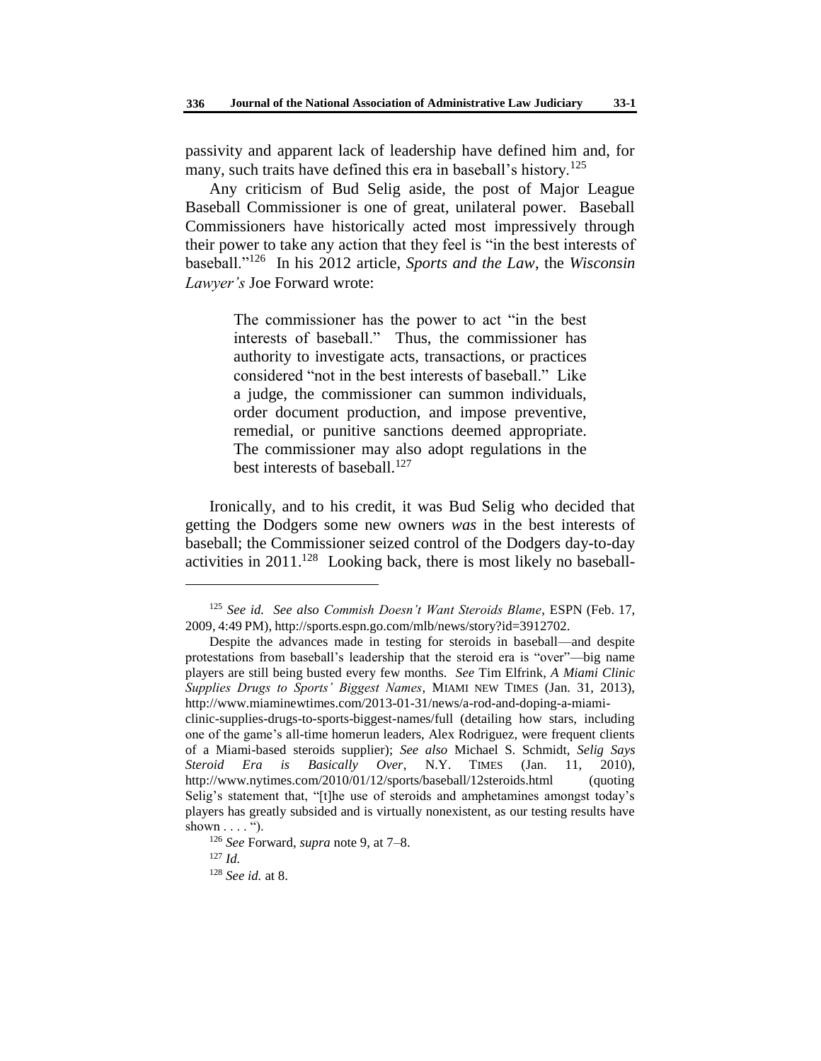passivity and apparent lack of leadership have defined him and, for many, such traits have defined this era in baseball's history.[125]

Any criticism of Bud Selig aside, the post of Major League Baseball Commissioner is one of great, unilateral power. Baseball Commissioners have historically acted most impressively through their power to take any action that they feel is "in the best interests of baseball."[126] In his 2012 article, *Sports and the Law*, the *Wisconsin Lawyer's* Joe Forward wrote:

> The commissioner has the power to act "in the best interests of baseball." Thus, the commissioner has authority to investigate acts, transactions, or practices considered "not in the best interests of baseball." Like a judge, the commissioner can summon individuals, order document production, and impose preventive, remedial, or punitive sanctions deemed appropriate. The commissioner may also adopt regulations in the best interests of baseball.[127]

Ironically, and to his credit, it was Bud Selig who decided that getting the Dodgers some new owners *was* in the best interests of baseball; the Commissioner seized control of the Dodgers day-to-day activities in 2011.[128] Looking back, there is most likely no baseball-

---

[125] *See id. See also Commish Doesn't Want Steroids Blame*, ESPN (Feb. 17, 2009, 4:49 PM), http://sports.espn.go.com/mlb/news/story?id=3912702.

Despite the advances made in testing for steroids in baseball—and despite protestations from baseball's leadership that the steroid era is "over"—big name players are still being busted every few months. *See* Tim Elfrink, *A Miami Clinic Supplies Drugs to Sports' Biggest Names*, MIAMI NEW TIMES (Jan. 31, 2013), http://www.miaminewtimes.com/2013-01-31/news/a-rod-and-doping-a-miami-clinic-supplies-drugs-to-sports-biggest-names/full (detailing how stars, including one of the game's all-time homerun leaders, Alex Rodriguez, were frequent clients of a Miami-based steroids supplier); *See also* Michael S. Schmidt, *Selig Says Steroid Era is Basically Over*, N.Y. TIMES (Jan. 11, 2010), http://www.nytimes.com/2010/01/12/sports/baseball/12steroids.html (quoting Selig's statement that, "[t]he use of steroids and amphetamines amongst today's players has greatly subsided and is virtually nonexistent, as our testing results have shown . . . . ").

[126] *See* Forward, *supra* note 9, at 7–8.

[127] *Id.*

[128] *See id.* at 8.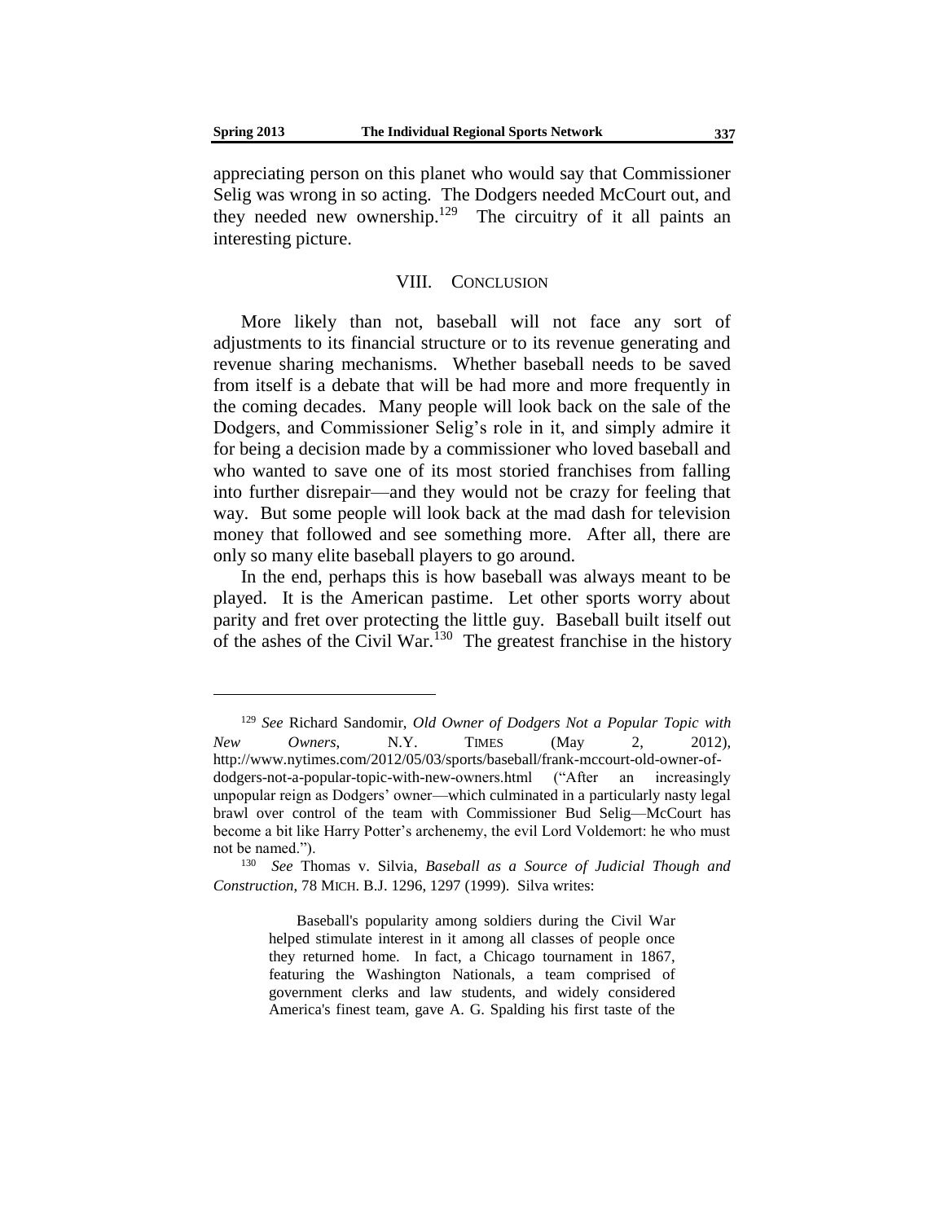appreciating person on this planet who would say that Commissioner Selig was wrong in so acting. The Dodgers needed McCourt out, and they needed new ownership.[129] The circuitry of it all paints an interesting picture.

## VIII. CONCLUSION

More likely than not, baseball will not face any sort of adjustments to its financial structure or to its revenue generating and revenue sharing mechanisms. Whether baseball needs to be saved from itself is a debate that will be had more and more frequently in the coming decades. Many people will look back on the sale of the Dodgers, and Commissioner Selig's role in it, and simply admire it for being a decision made by a commissioner who loved baseball and who wanted to save one of its most storied franchises from falling into further disrepair—and they would not be crazy for feeling that way. But some people will look back at the mad dash for television money that followed and see something more. After all, there are only so many elite baseball players to go around.

In the end, perhaps this is how baseball was always meant to be played. It is the American pastime. Let other sports worry about parity and fret over protecting the little guy. Baseball built itself out of the ashes of the Civil War.[130] The greatest franchise in the history

---

[129] *See* Richard Sandomir, *Old Owner of Dodgers Not a Popular Topic with New Owners*, N.Y. TIMES (May 2, 2012), http://www.nytimes.com/2012/05/03/sports/baseball/frank-mccourt-old-owner-of-dodgers-not-a-popular-topic-with-new-owners.html ("After an increasingly unpopular reign as Dodgers' owner—which culminated in a particularly nasty legal brawl over control of the team with Commissioner Bud Selig—McCourt has become a bit like Harry Potter's archenemy, the evil Lord Voldemort: he who must not be named.").

[130] *See* Thomas v. Silvia, *Baseball as a Source of Judicial Though and Construction*, 78 MICH. B.J. 1296, 1297 (1999). Silva writes:

> Baseball's popularity among soldiers during the Civil War helped stimulate interest in it among all classes of people once they returned home. In fact, a Chicago tournament in 1867, featuring the Washington Nationals, a team comprised of government clerks and law students, and widely considered America's finest team, gave A. G. Spalding his first taste of the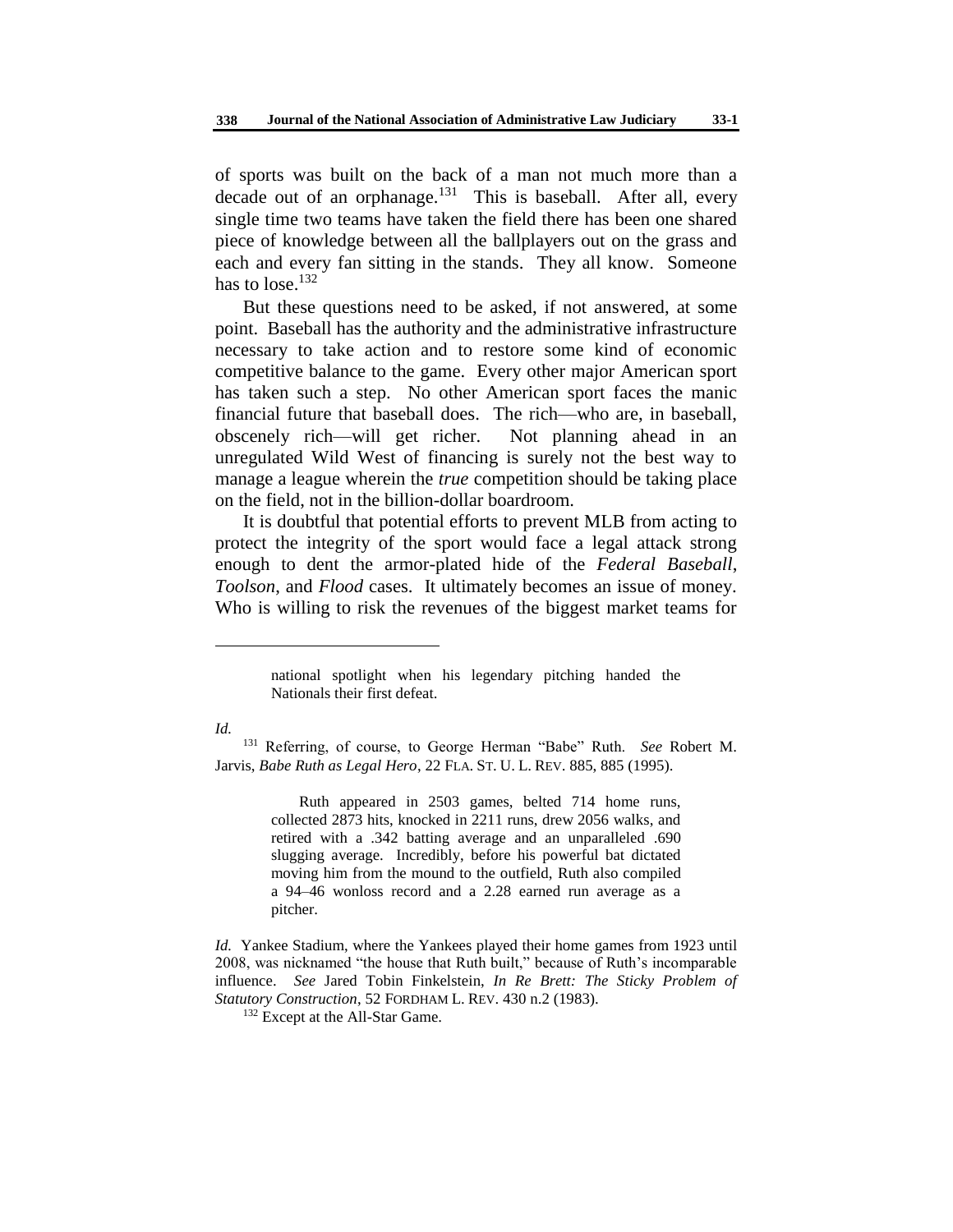of sports was built on the back of a man not much more than a decade out of an orphanage.[131] This is baseball. After all, every single time two teams have taken the field there has been one shared piece of knowledge between all the ballplayers out on the grass and each and every fan sitting in the stands. They all know. Someone has to lose.[132]

But these questions need to be asked, if not answered, at some point. Baseball has the authority and the administrative infrastructure necessary to take action and to restore some kind of economic competitive balance to the game. Every other major American sport has taken such a step. No other American sport faces the manic financial future that baseball does. The rich—who are, in baseball, obscenely rich—will get richer. Not planning ahead in an unregulated Wild West of financing is surely not the best way to manage a league wherein the *true* competition should be taking place on the field, not in the billion-dollar boardroom.

It is doubtful that potential efforts to prevent MLB from acting to protect the integrity of the sport would face a legal attack strong enough to dent the armor-plated hide of the *Federal Baseball*, *Toolson*, and *Flood* cases. It ultimately becomes an issue of money. Who is willing to risk the revenues of the biggest market teams for

---

> national spotlight when his legendary pitching handed the Nationals their first defeat.

*Id.*

[131] Referring, of course, to George Herman "Babe" Ruth. *See* Robert M. Jarvis, *Babe Ruth as Legal Hero*, 22 FLA. ST. U. L. REV. 885, 885 (1995).

> Ruth appeared in 2503 games, belted 714 home runs, collected 2873 hits, knocked in 2211 runs, drew 2056 walks, and retired with a .342 batting average and an unparalleled .690 slugging average. Incredibly, before his powerful bat dictated moving him from the mound to the outfield, Ruth also compiled a 94–46 wonloss record and a 2.28 earned run average as a pitcher.

*Id.* Yankee Stadium, where the Yankees played their home games from 1923 until 2008, was nicknamed "the house that Ruth built," because of Ruth's incomparable influence. *See* Jared Tobin Finkelstein, *In Re Brett: The Sticky Problem of Statutory Construction*, 52 FORDHAM L. REV. 430 n.2 (1983).

[132] Except at the All-Star Game.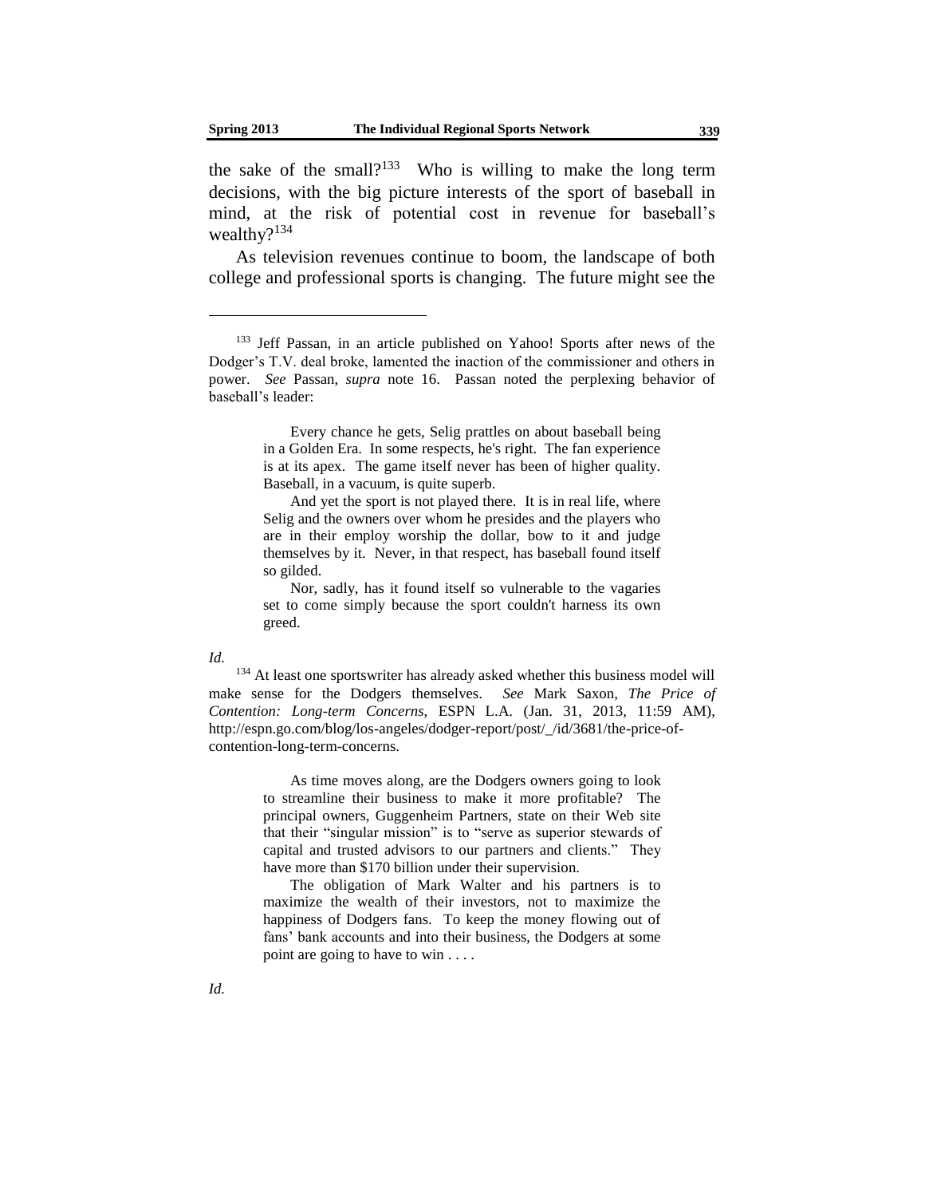the sake of the small?[133] Who is willing to make the long term decisions, with the big picture interests of the sport of baseball in mind, at the risk of potential cost in revenue for baseball's wealthy?[134]

As television revenues continue to boom, the landscape of both college and professional sports is changing. The future might see the

---

[133] Jeff Passan, in an article published on Yahoo! Sports after news of the Dodger's T.V. deal broke, lamented the inaction of the commissioner and others in power. *See* Passan, *supra* note 16. Passan noted the perplexing behavior of baseball's leader:

> Every chance he gets, Selig prattles on about baseball being in a Golden Era. In some respects, he's right. The fan experience is at its apex. The game itself never has been of higher quality. Baseball, in a vacuum, is quite superb.
>
> And yet the sport is not played there. It is in real life, where Selig and the owners over whom he presides and the players who are in their employ worship the dollar, bow to it and judge themselves by it. Never, in that respect, has baseball found itself so gilded.
>
> Nor, sadly, has it found itself so vulnerable to the vagaries set to come simply because the sport couldn't harness its own greed.

*Id.*

[134] At least one sportswriter has already asked whether this business model will make sense for the Dodgers themselves. *See* Mark Saxon, *The Price of Contention: Long-term Concerns*, ESPN L.A. (Jan. 31, 2013, 11:59 AM), http://espn.go.com/blog/los-angeles/dodger-report/post/_/id/3681/the-price-of-contention-long-term-concerns.

> As time moves along, are the Dodgers owners going to look to streamline their business to make it more profitable? The principal owners, Guggenheim Partners, state on their Web site that their "singular mission" is to "serve as superior stewards of capital and trusted advisors to our partners and clients." They have more than $170 billion under their supervision.
>
> The obligation of Mark Walter and his partners is to maximize the wealth of their investors, not to maximize the happiness of Dodgers fans. To keep the money flowing out of fans' bank accounts and into their business, the Dodgers at some point are going to have to win . . . .

*Id.*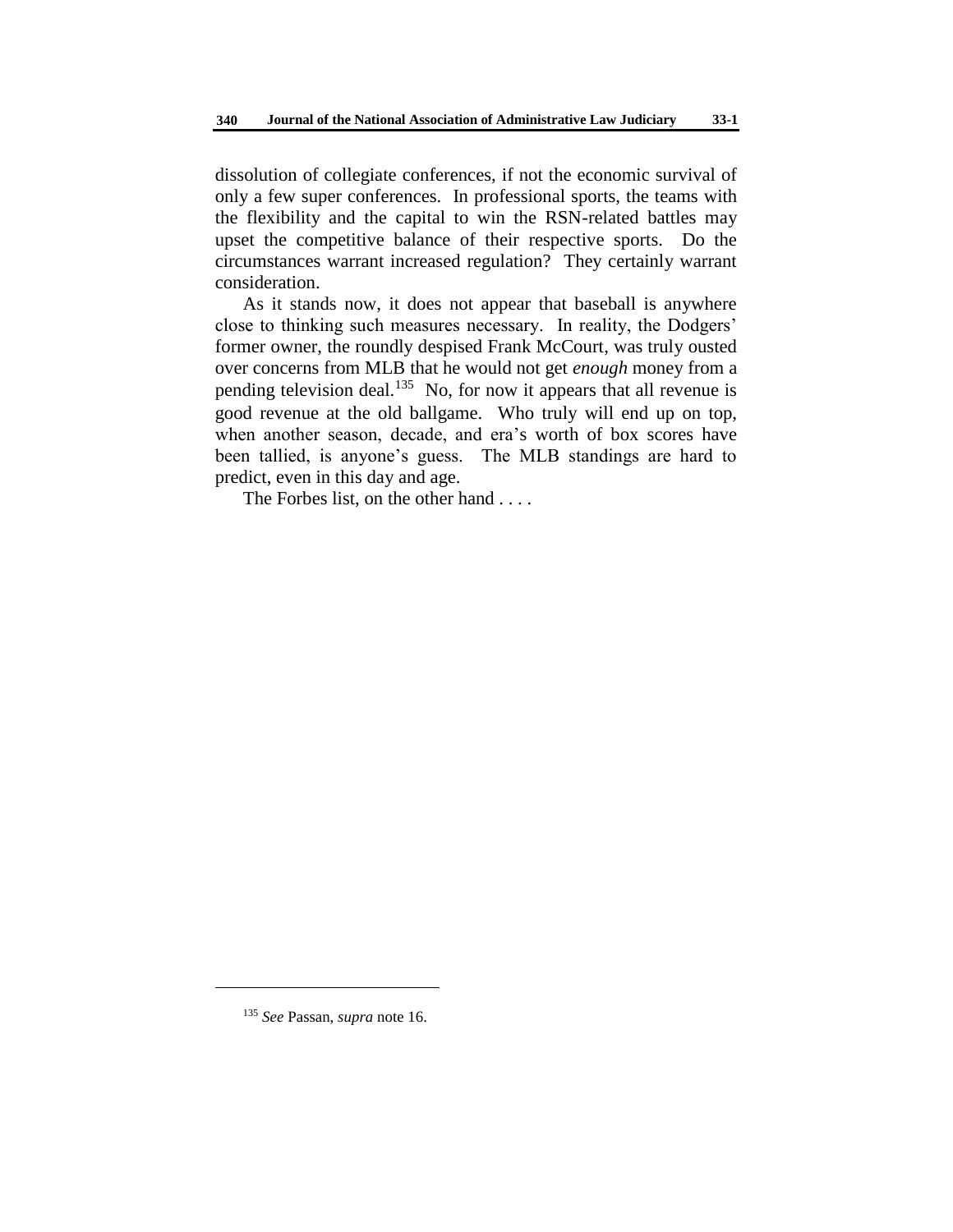dissolution of collegiate conferences, if not the economic survival of only a few super conferences. In professional sports, the teams with the flexibility and the capital to win the RSN-related battles may upset the competitive balance of their respective sports. Do the circumstances warrant increased regulation? They certainly warrant consideration.

As it stands now, it does not appear that baseball is anywhere close to thinking such measures necessary. In reality, the Dodgers' former owner, the roundly despised Frank McCourt, was truly ousted over concerns from MLB that he would not get *enough* money from a pending television deal.[135] No, for now it appears that all revenue is good revenue at the old ballgame. Who truly will end up on top, when another season, decade, and era's worth of box scores have been tallied, is anyone's guess. The MLB standings are hard to predict, even in this day and age.

The Forbes list, on the other hand . . . .

---

[135] *See* Passan, *supra* note 16.